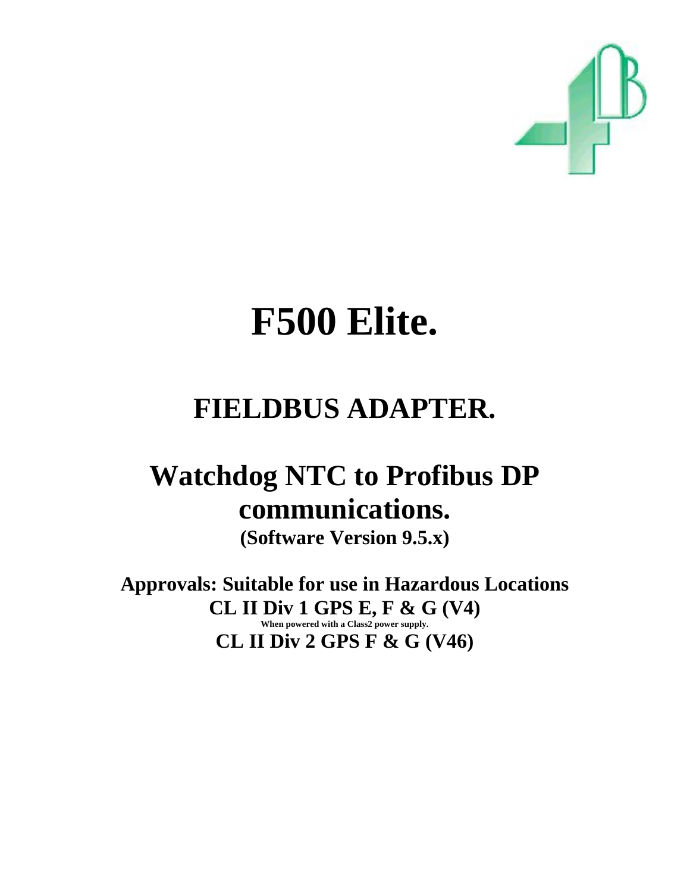# F500 Elite.

## FIELDBUS ADAPTER.

## Watchdog NTC to Profibus DP communications.

**(Software Version 9.5.x)**

**Approvals: Suitable for use in Hazardous Locations**

**CL II Div 1 GPS E, F & G (V4)**

**When powered with a Class2 power supply.**

**CL II Div 2 GPS F & G (V46)**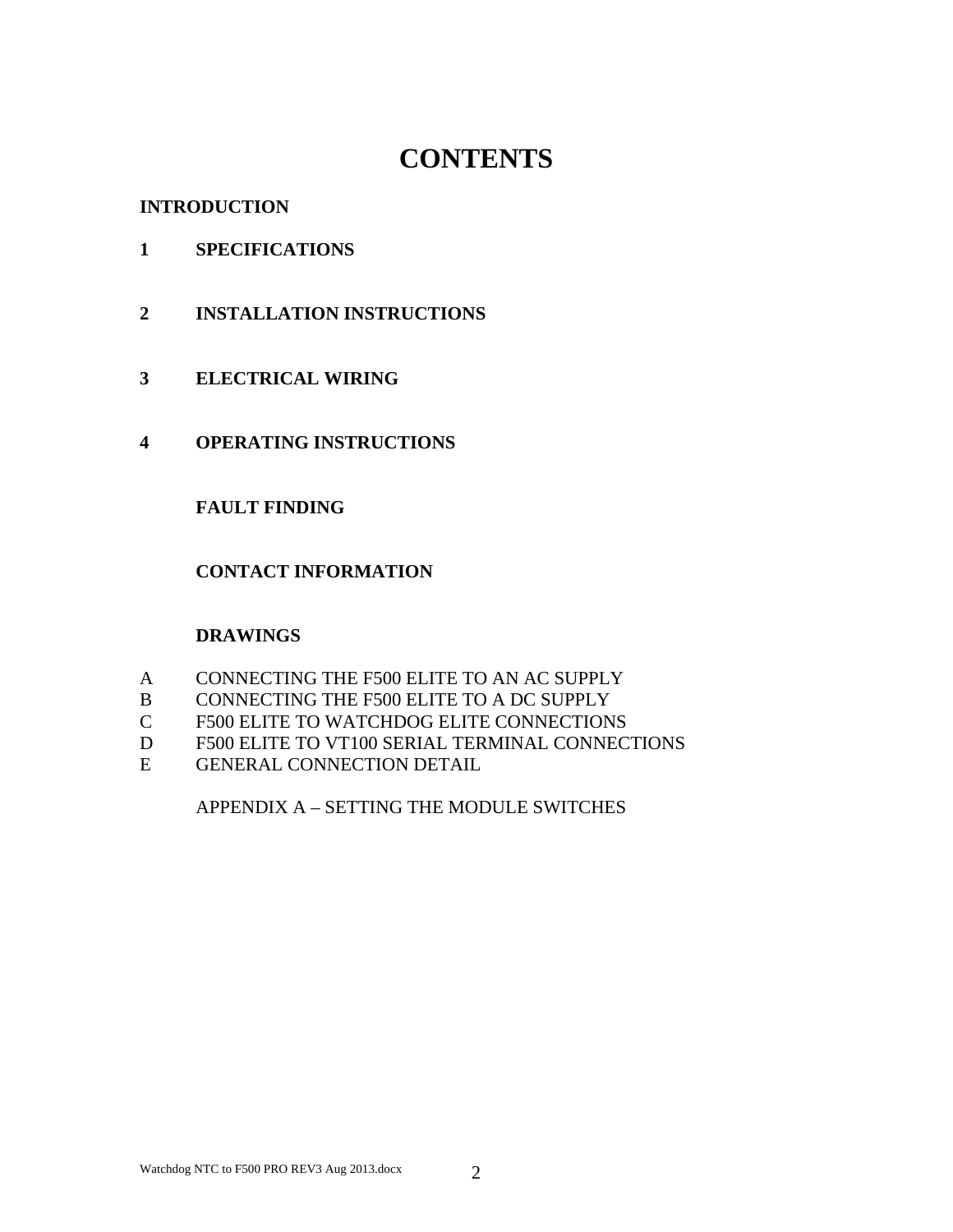# CONTENTS

**INTRODUCTION**

**1 SPECIFICATIONS**

**2 INSTALLATION INSTRUCTIONS**

**3 ELECTRICAL WIRING**

**4 OPERATING INSTRUCTIONS**

**FAULT FINDING**

**CONTACT INFORMATION**

**DRAWINGS**

A CONNECTING THE F500 ELITE TO AN AC SUPPLY
B CONNECTING THE F500 ELITE TO A DC SUPPLY
C F500 ELITE TO WATCHDOG ELITE CONNECTIONS
D F500 ELITE TO VT100 SERIAL TERMINAL CONNECTIONS
E GENERAL CONNECTION DETAIL

APPENDIX A – SETTING THE MODULE SWITCHES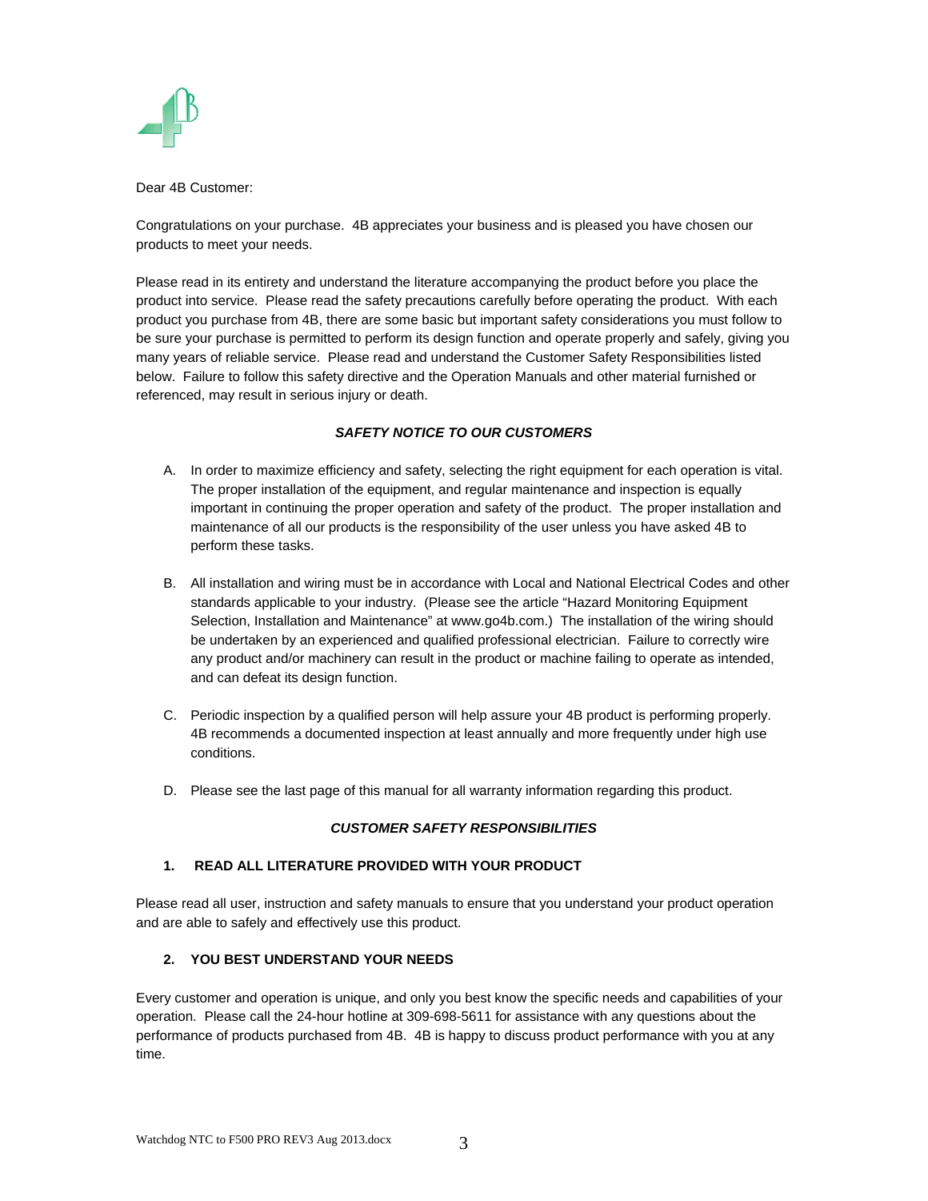Dear 4B Customer:

Congratulations on your purchase. 4B appreciates your business and is pleased you have chosen our products to meet your needs.

Please read in its entirety and understand the literature accompanying the product before you place the product into service. Please read the safety precautions carefully before operating the product. With each product you purchase from 4B, there are some basic but important safety considerations you must follow to be sure your purchase is permitted to perform its design function and operate properly and safely, giving you many years of reliable service. Please read and understand the Customer Safety Responsibilities listed below. Failure to follow this safety directive and the Operation Manuals and other material furnished or referenced, may result in serious injury or death.

***SAFETY NOTICE TO OUR CUSTOMERS***

A. In order to maximize efficiency and safety, selecting the right equipment for each operation is vital. The proper installation of the equipment, and regular maintenance and inspection is equally important in continuing the proper operation and safety of the product. The proper installation and maintenance of all our products is the responsibility of the user unless you have asked 4B to perform these tasks.

B. All installation and wiring must be in accordance with Local and National Electrical Codes and other standards applicable to your industry. (Please see the article "Hazard Monitoring Equipment Selection, Installation and Maintenance" at www.go4b.com.) The installation of the wiring should be undertaken by an experienced and qualified professional electrician. Failure to correctly wire any product and/or machinery can result in the product or machine failing to operate as intended, and can defeat its design function.

C. Periodic inspection by a qualified person will help assure your 4B product is performing properly. 4B recommends a documented inspection at least annually and more frequently under high use conditions.

D. Please see the last page of this manual for all warranty information regarding this product.

***CUSTOMER SAFETY RESPONSIBILITIES***

**1. READ ALL LITERATURE PROVIDED WITH YOUR PRODUCT**

Please read all user, instruction and safety manuals to ensure that you understand your product operation and are able to safely and effectively use this product.

**2. YOU BEST UNDERSTAND YOUR NEEDS**

Every customer and operation is unique, and only you best know the specific needs and capabilities of your operation. Please call the 24-hour hotline at 309-698-5611 for assistance with any questions about the performance of products purchased from 4B. 4B is happy to discuss product performance with you at any time.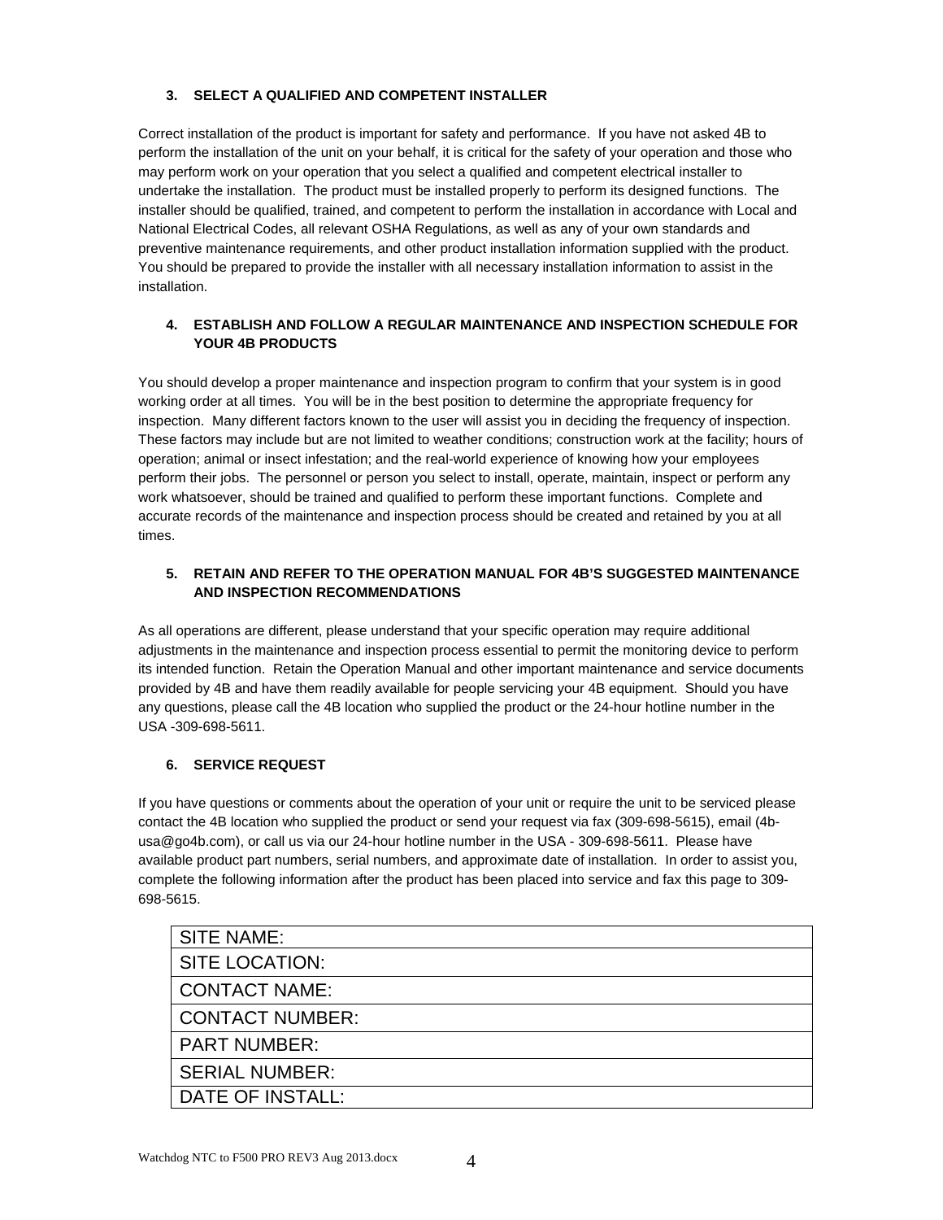### 3. SELECT A QUALIFIED AND COMPETENT INSTALLER

Correct installation of the product is important for safety and performance. If you have not asked 4B to perform the installation of the unit on your behalf, it is critical for the safety of your operation and those who may perform work on your operation that you select a qualified and competent electrical installer to undertake the installation. The product must be installed properly to perform its designed functions. The installer should be qualified, trained, and competent to perform the installation in accordance with Local and National Electrical Codes, all relevant OSHA Regulations, as well as any of your own standards and preventive maintenance requirements, and other product installation information supplied with the product. You should be prepared to provide the installer with all necessary installation information to assist in the installation.

### 4. ESTABLISH AND FOLLOW A REGULAR MAINTENANCE AND INSPECTION SCHEDULE FOR YOUR 4B PRODUCTS

You should develop a proper maintenance and inspection program to confirm that your system is in good working order at all times. You will be in the best position to determine the appropriate frequency for inspection. Many different factors known to the user will assist you in deciding the frequency of inspection. These factors may include but are not limited to weather conditions; construction work at the facility; hours of operation; animal or insect infestation; and the real-world experience of knowing how your employees perform their jobs. The personnel or person you select to install, operate, maintain, inspect or perform any work whatsoever, should be trained and qualified to perform these important functions. Complete and accurate records of the maintenance and inspection process should be created and retained by you at all times.

### 5. RETAIN AND REFER TO THE OPERATION MANUAL FOR 4B'S SUGGESTED MAINTENANCE AND INSPECTION RECOMMENDATIONS

As all operations are different, please understand that your specific operation may require additional adjustments in the maintenance and inspection process essential to permit the monitoring device to perform its intended function. Retain the Operation Manual and other important maintenance and service documents provided by 4B and have them readily available for people servicing your 4B equipment. Should you have any questions, please call the 4B location who supplied the product or the 24-hour hotline number in the USA -309-698-5611.

### 6. SERVICE REQUEST

If you have questions or comments about the operation of your unit or require the unit to be serviced please contact the 4B location who supplied the product or send your request via fax (309-698-5615), email (4b-usa@go4b.com), or call us via our 24-hour hotline number in the USA - 309-698-5611. Please have available product part numbers, serial numbers, and approximate date of installation. In order to assist you, complete the following information after the product has been placed into service and fax this page to 309-698-5615.

| SITE NAME: |
|---|
| SITE LOCATION: |
| CONTACT NAME: |
| CONTACT NUMBER: |
| PART NUMBER: |
| SERIAL NUMBER: |
| DATE OF INSTALL: |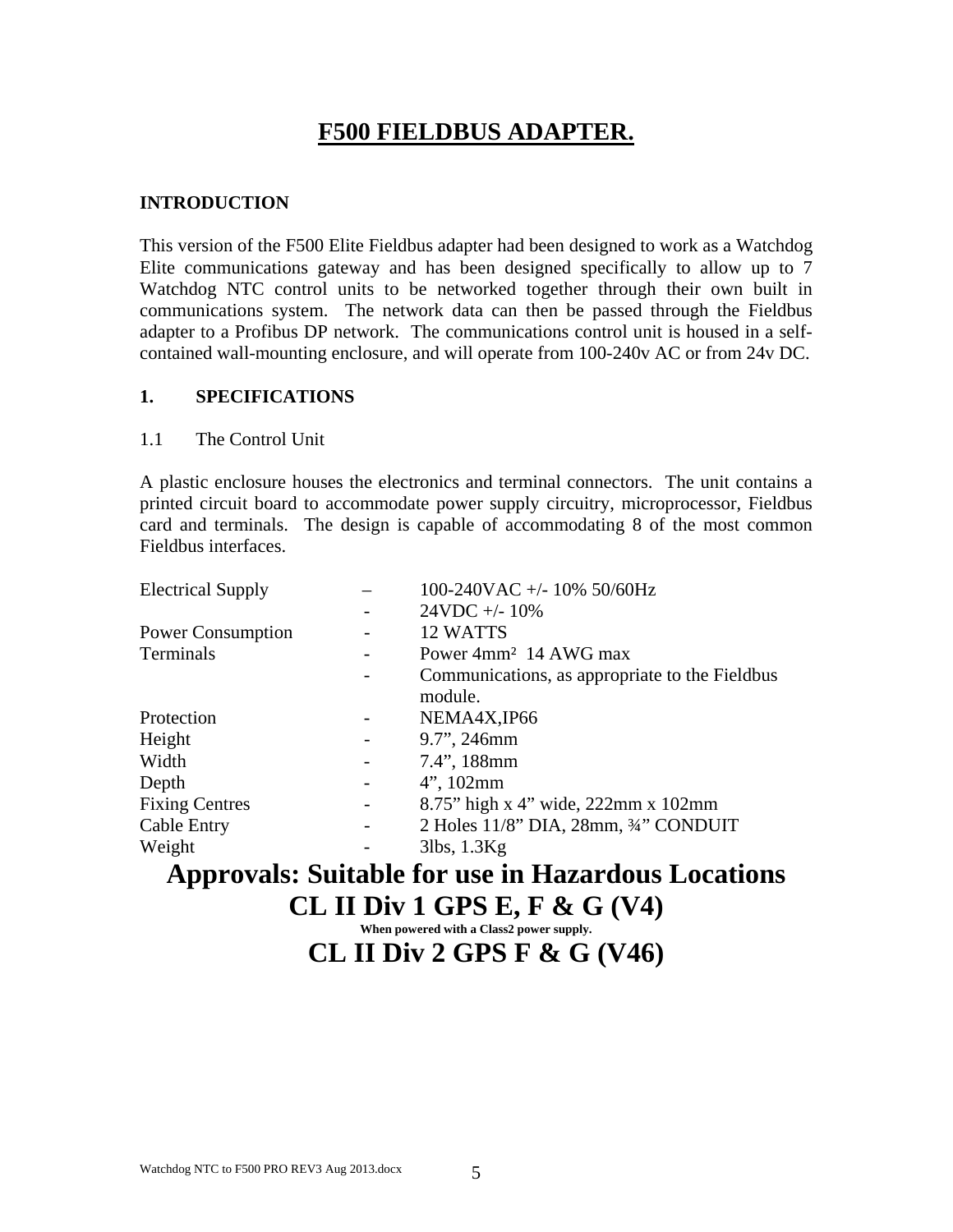# F500 FIELDBUS ADAPTER.

## INTRODUCTION

This version of the F500 Elite Fieldbus adapter had been designed to work as a Watchdog Elite communications gateway and has been designed specifically to allow up to 7 Watchdog NTC control units to be networked together through their own built in communications system. The network data can then be passed through the Fieldbus adapter to a Profibus DP network. The communications control unit is housed in a self-contained wall-mounting enclosure, and will operate from 100-240v AC or from 24v DC.

## 1. SPECIFICATIONS

### 1.1 The Control Unit

A plastic enclosure houses the electronics and terminal connectors. The unit contains a printed circuit board to accommodate power supply circuitry, microprocessor, Fieldbus card and terminals. The design is capable of accommodating 8 of the most common Fieldbus interfaces.

| | | |
|---|---|---|
| Electrical Supply | – | 100-240VAC +/- 10% 50/60Hz |
| | - | 24VDC +/- 10% |
| Power Consumption | - | 12 WATTS |
| Terminals | - | Power 4mm² 14 AWG max |
| | - | Communications, as appropriate to the Fieldbus module. |
| Protection | - | NEMA4X,IP66 |
| Height | - | 9.7", 246mm |
| Width | - | 7.4", 188mm |
| Depth | - | 4", 102mm |
| Fixing Centres | - | 8.75" high x 4" wide, 222mm x 102mm |
| Cable Entry | - | 2 Holes 11/8" DIA, 28mm, ¾" CONDUIT |
| Weight | - | 3lbs, 1.3Kg |

**Approvals: Suitable for use in Hazardous Locations**

**CL II Div 1 GPS E, F & G (V4)**

**When powered with a Class2 power supply.**

**CL II Div 2 GPS F & G (V46)**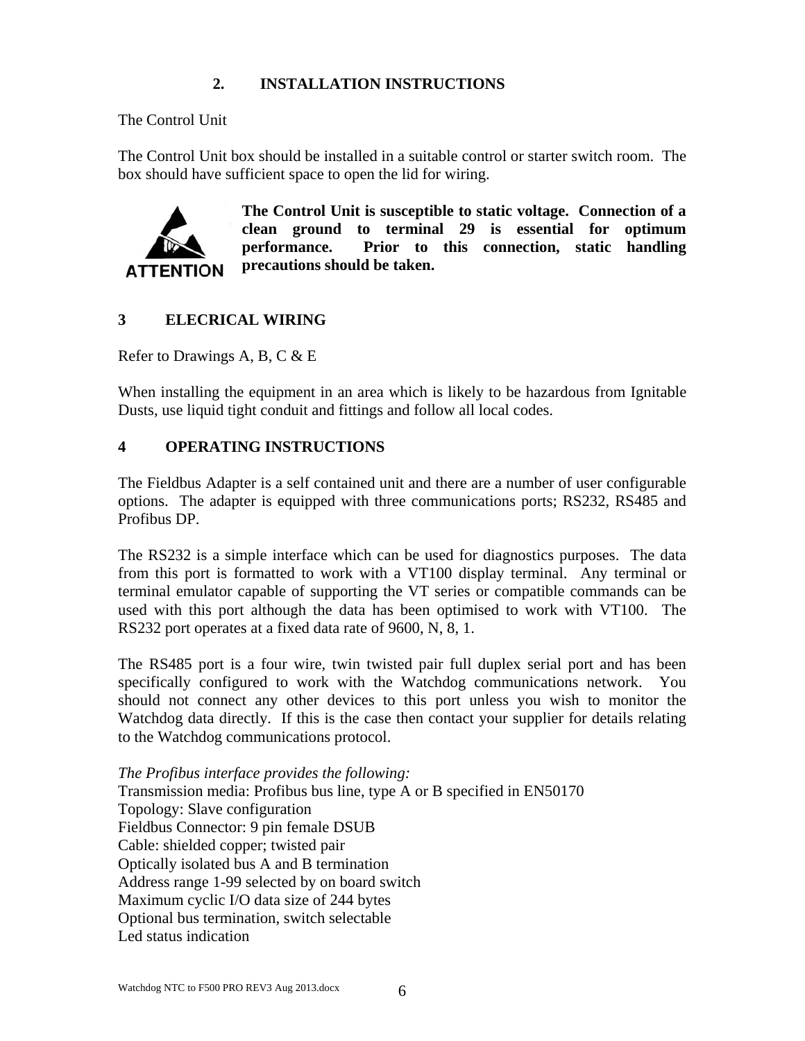## 2. INSTALLATION INSTRUCTIONS

The Control Unit

The Control Unit box should be installed in a suitable control or starter switch room. The box should have sufficient space to open the lid for wiring.

ATTENTION

**The Control Unit is susceptible to static voltage. Connection of a clean ground to terminal 29 is essential for optimum performance. Prior to this connection, static handling precautions should be taken.**

## 3 ELECRICAL WIRING

Refer to Drawings A, B, C & E

When installing the equipment in an area which is likely to be hazardous from Ignitable Dusts, use liquid tight conduit and fittings and follow all local codes.

## 4 OPERATING INSTRUCTIONS

The Fieldbus Adapter is a self contained unit and there are a number of user configurable options. The adapter is equipped with three communications ports; RS232, RS485 and Profibus DP.

The RS232 is a simple interface which can be used for diagnostics purposes. The data from this port is formatted to work with a VT100 display terminal. Any terminal or terminal emulator capable of supporting the VT series or compatible commands can be used with this port although the data has been optimised to work with VT100. The RS232 port operates at a fixed data rate of 9600, N, 8, 1.

The RS485 port is a four wire, twin twisted pair full duplex serial port and has been specifically configured to work with the Watchdog communications network. You should not connect any other devices to this port unless you wish to monitor the Watchdog data directly. If this is the case then contact your supplier for details relating to the Watchdog communications protocol.

*The Profibus interface provides the following:*
Transmission media: Profibus bus line, type A or B specified in EN50170
Topology: Slave configuration
Fieldbus Connector: 9 pin female DSUB
Cable: shielded copper; twisted pair
Optically isolated bus A and B termination
Address range 1-99 selected by on board switch
Maximum cyclic I/O data size of 244 bytes
Optional bus termination, switch selectable
Led status indication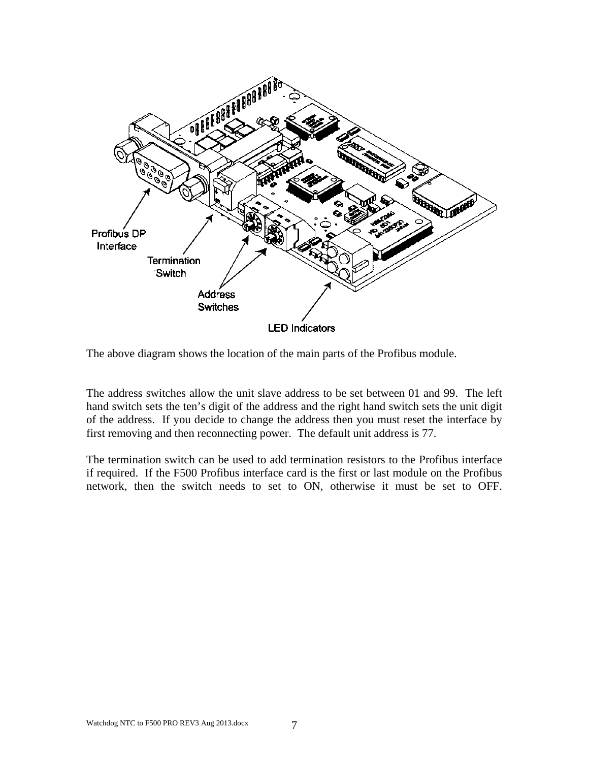The above diagram shows the location of the main parts of the Profibus module.

The address switches allow the unit slave address to be set between 01 and 99. The left hand switch sets the ten's digit of the address and the right hand switch sets the unit digit of the address. If you decide to change the address then you must reset the interface by first removing and then reconnecting power. The default unit address is 77.

The termination switch can be used to add termination resistors to the Profibus interface if required. If the F500 Profibus interface card is the first or last module on the Profibus network, then the switch needs to set to ON, otherwise it must be set to OFF.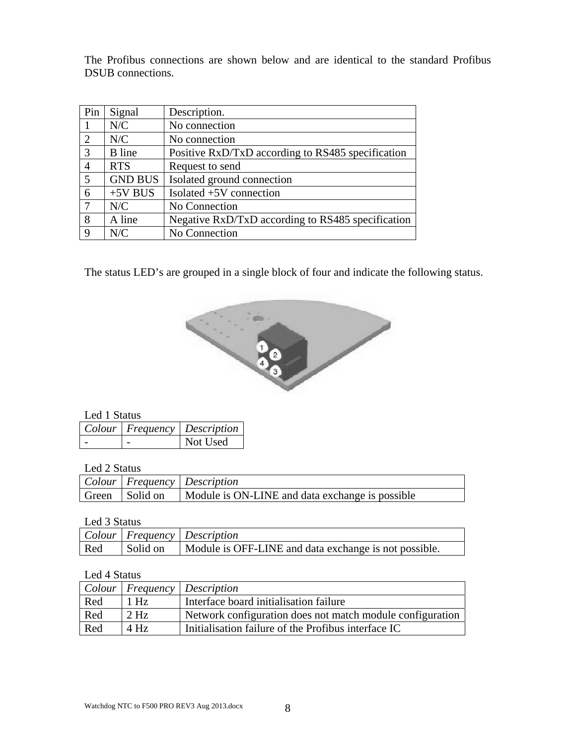The Profibus connections are shown below and are identical to the standard Profibus DSUB connections.

| Pin | Signal | Description. |
|---|---|---|
| 1 | N/C | No connection |
| 2 | N/C | No connection |
| 3 | B line | Positive RxD/TxD according to RS485 specification |
| 4 | RTS | Request to send |
| 5 | GND BUS | Isolated ground connection |
| 6 | +5V BUS | Isolated +5V connection |
| 7 | N/C | No Connection |
| 8 | A line | Negative RxD/TxD according to RS485 specification |
| 9 | N/C | No Connection |

The status LED's are grouped in a single block of four and indicate the following status.

Led 1 Status

| *Colour* | *Frequency* | *Description* |
|---|---|---|
| - | - | Not Used |

Led 2 Status

| *Colour* | *Frequency* | *Description* |
|---|---|---|
| Green | Solid on | Module is ON-LINE and data exchange is possible |

Led 3 Status

| *Colour* | *Frequency* | *Description* |
|---|---|---|
| Red | Solid on | Module is OFF-LINE and data exchange is not possible. |

Led 4 Status

| *Colour* | *Frequency* | *Description* |
|---|---|---|
| Red | 1 Hz | Interface board initialisation failure |
| Red | 2 Hz | Network configuration does not match module configuration |
| Red | 4 Hz | Initialisation failure of the Profibus interface IC |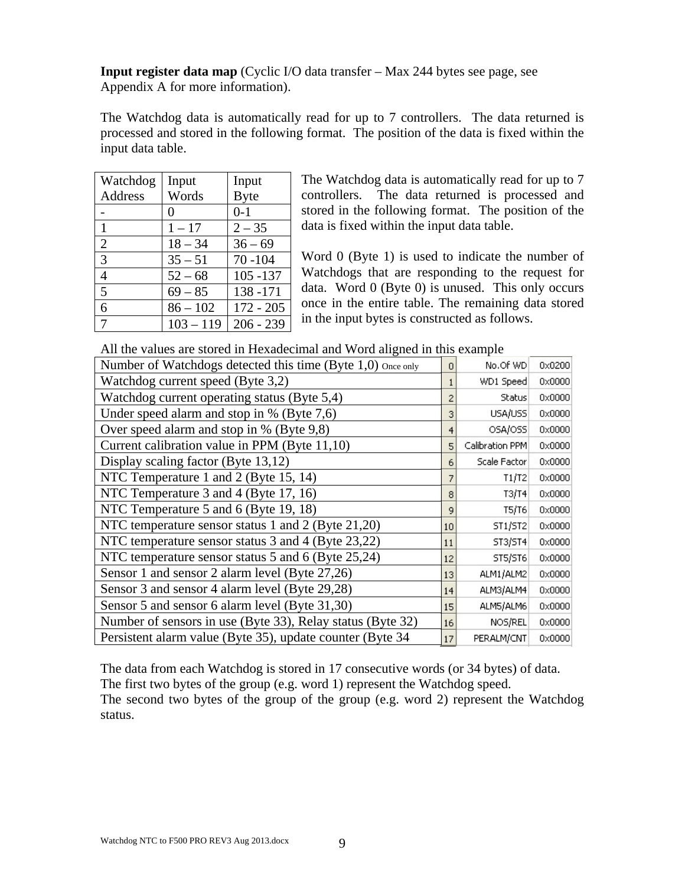**Input register data map** (Cyclic I/O data transfer – Max 244 bytes see page, see Appendix A for more information).

The Watchdog data is automatically read for up to 7 controllers. The data returned is processed and stored in the following format. The position of the data is fixed within the input data table.

| Watchdog Address | Input Words | Input Byte |
|---|---|---|
| - | 0 | 0-1 |
| 1 | 1 – 17 | 2 – 35 |
| 2 | 18 – 34 | 36 – 69 |
| 3 | 35 – 51 | 70 -104 |
| 4 | 52 – 68 | 105 -137 |
| 5 | 69 – 85 | 138 -171 |
| 6 | 86 – 102 | 172 - 205 |
| 7 | 103 – 119 | 206 - 239 |

The Watchdog data is automatically read for up to 7 controllers. The data returned is processed and stored in the following format. The position of the data is fixed within the input data table.

Word 0 (Byte 1) is used to indicate the number of Watchdogs that are responding to the request for data. Word 0 (Byte 0) is unused. This only occurs once in the entire table. The remaining data stored in the input bytes is constructed as follows.

All the values are stored in Hexadecimal and Word aligned in this example

| Description | Word | Name | Value |
|---|---|---|---|
| Number of Watchdogs detected this time (Byte 1,0) Once only | 0 | No.Of WD | 0x0200 |
| Watchdog current speed (Byte 3,2) | 1 | WD1 Speed | 0x0000 |
| Watchdog current operating status (Byte 5,4) | 2 | Status | 0x0000 |
| Under speed alarm and stop in % (Byte 7,6) | 3 | USA/USS | 0x0000 |
| Over speed alarm and stop in % (Byte 9,8) | 4 | OSA/OSS | 0x0000 |
| Current calibration value in PPM (Byte 11,10) | 5 | Calibration PPM | 0x0000 |
| Display scaling factor (Byte 13,12) | 6 | Scale Factor | 0x0000 |
| NTC Temperature 1 and 2 (Byte 15, 14) | 7 | T1/T2 | 0x0000 |
| NTC Temperature 3 and 4 (Byte 17, 16) | 8 | T3/T4 | 0x0000 |
| NTC Temperature 5 and 6 (Byte 19, 18) | 9 | T5/T6 | 0x0000 |
| NTC temperature sensor status 1 and 2 (Byte 21,20) | 10 | ST1/ST2 | 0x0000 |
| NTC temperature sensor status 3 and 4 (Byte 23,22) | 11 | ST3/ST4 | 0x0000 |
| NTC temperature sensor status 5 and 6 (Byte 25,24) | 12 | ST5/ST6 | 0x0000 |
| Sensor 1 and sensor 2 alarm level (Byte 27,26) | 13 | ALM1/ALM2 | 0x0000 |
| Sensor 3 and sensor 4 alarm level (Byte 29,28) | 14 | ALM3/ALM4 | 0x0000 |
| Sensor 5 and sensor 6 alarm level (Byte 31,30) | 15 | ALM5/ALM6 | 0x0000 |
| Number of sensors in use (Byte 33), Relay status (Byte 32) | 16 | NOS/REL | 0x0000 |
| Persistent alarm value (Byte 35), update counter (Byte 34 | 17 | PERALM/CNT | 0x0000 |

The data from each Watchdog is stored in 17 consecutive words (or 34 bytes) of data.
The first two bytes of the group (e.g. word 1) represent the Watchdog speed.
The second two bytes of the group of the group (e.g. word 2) represent the Watchdog status.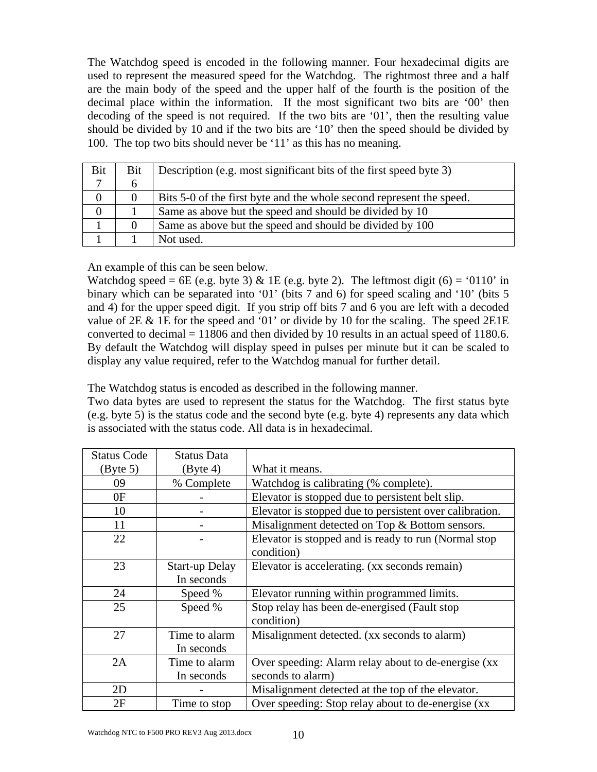The Watchdog speed is encoded in the following manner. Four hexadecimal digits are used to represent the measured speed for the Watchdog. The rightmost three and a half are the main body of the speed and the upper half of the fourth is the position of the decimal place within the information. If the most significant two bits are '00' then decoding of the speed is not required. If the two bits are '01', then the resulting value should be divided by 10 and if the two bits are '10' then the speed should be divided by 100. The top two bits should never be '11' as this has no meaning.

| Bit 7 | Bit 6 | Description (e.g. most significant bits of the first speed byte 3) |
|---|---|---|
| 0 | 0 | Bits 5-0 of the first byte and the whole second represent the speed. |
| 0 | 1 | Same as above but the speed and should be divided by 10 |
| 1 | 0 | Same as above but the speed and should be divided by 100 |
| 1 | 1 | Not used. |

An example of this can be seen below.
Watchdog speed = 6E (e.g. byte 3) & 1E (e.g. byte 2). The leftmost digit (6) = '0110' in binary which can be separated into '01' (bits 7 and 6) for speed scaling and '10' (bits 5 and 4) for the upper speed digit. If you strip off bits 7 and 6 you are left with a decoded value of 2E & 1E for the speed and '01' or divide by 10 for the scaling. The speed 2E1E converted to decimal = 11806 and then divided by 10 results in an actual speed of 1180.6. By default the Watchdog will display speed in pulses per minute but it can be scaled to display any value required, refer to the Watchdog manual for further detail.

The Watchdog status is encoded as described in the following manner.
Two data bytes are used to represent the status for the Watchdog. The first status byte (e.g. byte 5) is the status code and the second byte (e.g. byte 4) represents any data which is associated with the status code. All data is in hexadecimal.

| Status Code (Byte 5) | Status Data (Byte 4) | What it means. |
|---|---|---|
| 09 | % Complete | Watchdog is calibrating (% complete). |
| 0F | - | Elevator is stopped due to persistent belt slip. |
| 10 | - | Elevator is stopped due to persistent over calibration. |
| 11 | - | Misalignment detected on Top & Bottom sensors. |
| 22 | - | Elevator is stopped and is ready to run (Normal stop condition) |
| 23 | Start-up Delay In seconds | Elevator is accelerating. (xx seconds remain) |
| 24 | Speed % | Elevator running within programmed limits. |
| 25 | Speed % | Stop relay has been de-energised (Fault stop condition) |
| 27 | Time to alarm In seconds | Misalignment detected. (xx seconds to alarm) |
| 2A | Time to alarm In seconds | Over speeding: Alarm relay about to de-energise (xx seconds to alarm) |
| 2D | - | Misalignment detected at the top of the elevator. |
| 2F | Time to stop | Over speeding: Stop relay about to de-energise (xx |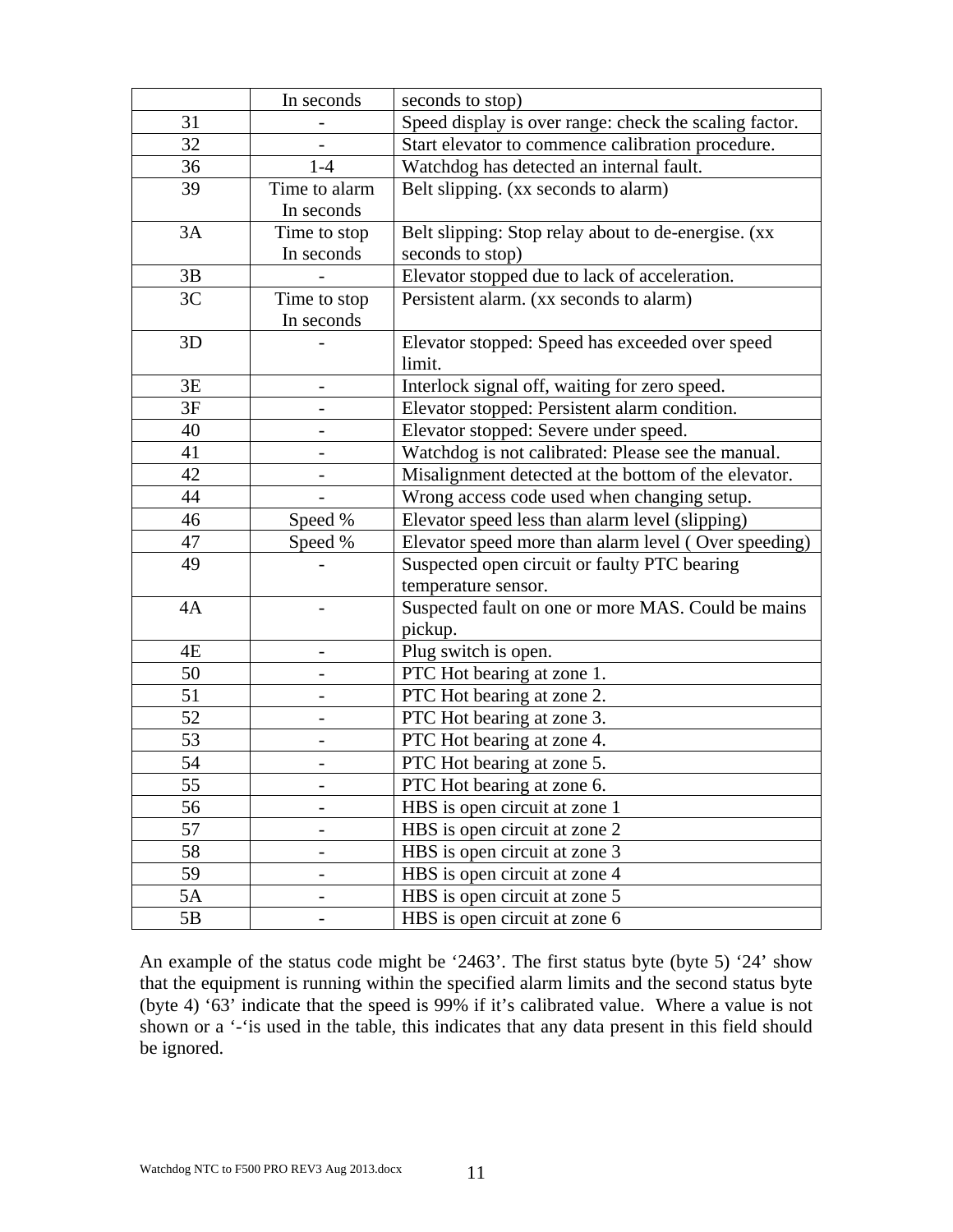|  | In seconds | seconds to stop) |
|---|---|---|
| 31 | - | Speed display is over range: check the scaling factor. |
| 32 | - | Start elevator to commence calibration procedure. |
| 36 | 1-4 | Watchdog has detected an internal fault. |
| 39 | Time to alarm In seconds | Belt slipping. (xx seconds to alarm) |
| 3A | Time to stop In seconds | Belt slipping: Stop relay about to de-energise. (xx seconds to stop) |
| 3B | - | Elevator stopped due to lack of acceleration. |
| 3C | Time to stop In seconds | Persistent alarm. (xx seconds to alarm) |
| 3D | - | Elevator stopped: Speed has exceeded over speed limit. |
| 3E | - | Interlock signal off, waiting for zero speed. |
| 3F | - | Elevator stopped: Persistent alarm condition. |
| 40 | - | Elevator stopped: Severe under speed. |
| 41 | - | Watchdog is not calibrated: Please see the manual. |
| 42 | - | Misalignment detected at the bottom of the elevator. |
| 44 | - | Wrong access code used when changing setup. |
| 46 | Speed % | Elevator speed less than alarm level (slipping) |
| 47 | Speed % | Elevator speed more than alarm level ( Over speeding) |
| 49 | - | Suspected open circuit or faulty PTC bearing temperature sensor. |
| 4A | - | Suspected fault on one or more MAS. Could be mains pickup. |
| 4E | - | Plug switch is open. |
| 50 | - | PTC Hot bearing at zone 1. |
| 51 | - | PTC Hot bearing at zone 2. |
| 52 | - | PTC Hot bearing at zone 3. |
| 53 | - | PTC Hot bearing at zone 4. |
| 54 | - | PTC Hot bearing at zone 5. |
| 55 | - | PTC Hot bearing at zone 6. |
| 56 | - | HBS is open circuit at zone 1 |
| 57 | - | HBS is open circuit at zone 2 |
| 58 | - | HBS is open circuit at zone 3 |
| 59 | - | HBS is open circuit at zone 4 |
| 5A | - | HBS is open circuit at zone 5 |
| 5B | - | HBS is open circuit at zone 6 |

An example of the status code might be '2463'. The first status byte (byte 5) '24' show that the equipment is running within the specified alarm limits and the second status byte (byte 4) '63' indicate that the speed is 99% if it's calibrated value. Where a value is not shown or a '-'is used in the table, this indicates that any data present in this field should be ignored.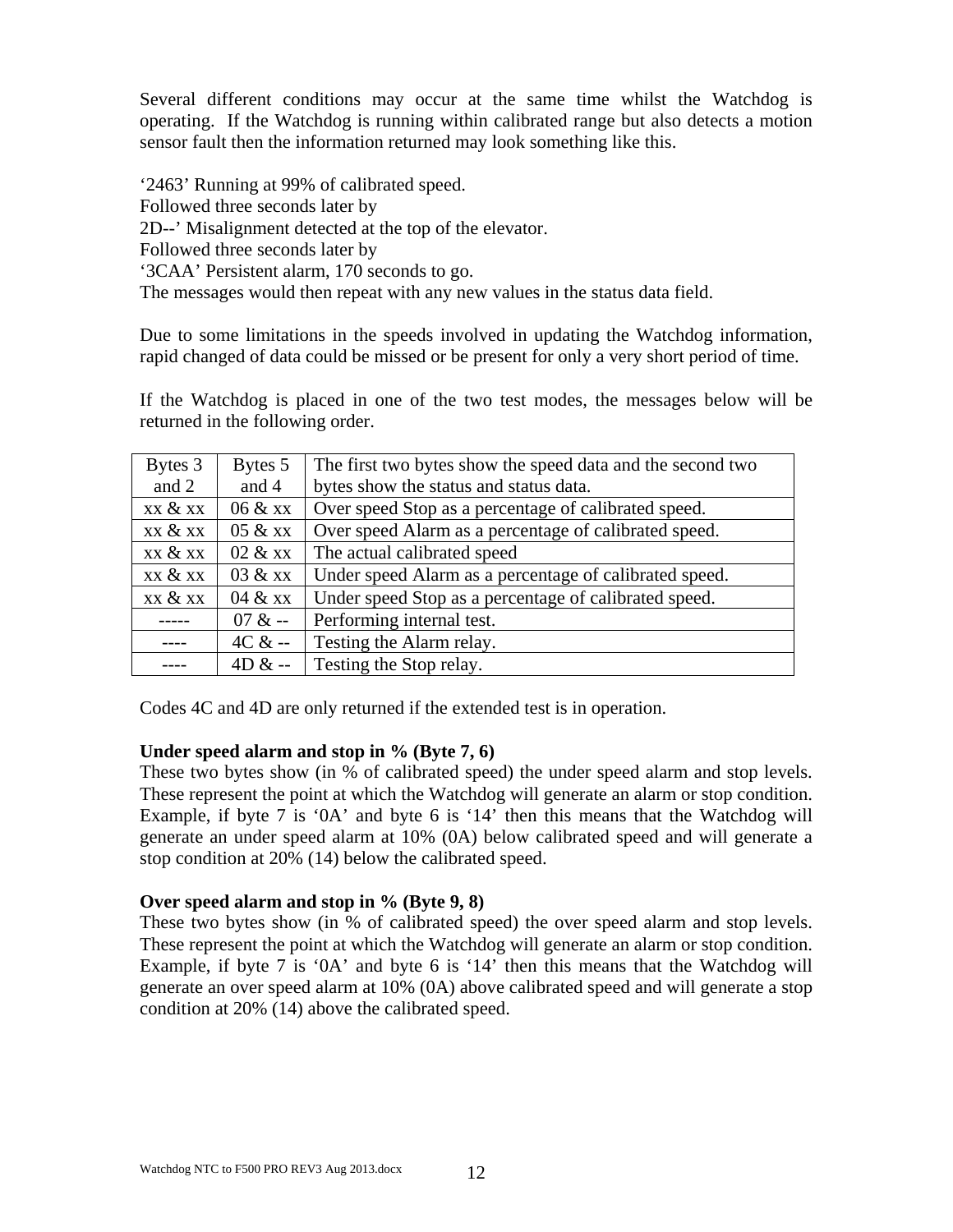Several different conditions may occur at the same time whilst the Watchdog is operating. If the Watchdog is running within calibrated range but also detects a motion sensor fault then the information returned may look something like this.

‘2463’ Running at 99% of calibrated speed.
Followed three seconds later by
2D--’ Misalignment detected at the top of the elevator.
Followed three seconds later by
‘3CAA’ Persistent alarm, 170 seconds to go.
The messages would then repeat with any new values in the status data field.

Due to some limitations in the speeds involved in updating the Watchdog information, rapid changed of data could be missed or be present for only a very short period of time.

If the Watchdog is placed in one of the two test modes, the messages below will be returned in the following order.

| Bytes 3 and 2 | Bytes 5 and 4 | The first two bytes show the speed data and the second two bytes show the status and status data. |
|---|---|---|
| xx & xx | 06 & xx | Over speed Stop as a percentage of calibrated speed. |
| xx & xx | 05 & xx | Over speed Alarm as a percentage of calibrated speed. |
| xx & xx | 02 & xx | The actual calibrated speed |
| xx & xx | 03 & xx | Under speed Alarm as a percentage of calibrated speed. |
| xx & xx | 04 & xx | Under speed Stop as a percentage of calibrated speed. |
| ----- | 07 & -- | Performing internal test. |
| ---- | 4C & -- | Testing the Alarm relay. |
| ---- | 4D & -- | Testing the Stop relay. |

Codes 4C and 4D are only returned if the extended test is in operation.

**Under speed alarm and stop in % (Byte 7, 6)**
These two bytes show (in % of calibrated speed) the under speed alarm and stop levels. These represent the point at which the Watchdog will generate an alarm or stop condition. Example, if byte 7 is ‘0A’ and byte 6 is ‘14’ then this means that the Watchdog will generate an under speed alarm at 10% (0A) below calibrated speed and will generate a stop condition at 20% (14) below the calibrated speed.

**Over speed alarm and stop in % (Byte 9, 8)**
These two bytes show (in % of calibrated speed) the over speed alarm and stop levels. These represent the point at which the Watchdog will generate an alarm or stop condition. Example, if byte 7 is ‘0A’ and byte 6 is ‘14’ then this means that the Watchdog will generate an over speed alarm at 10% (0A) above calibrated speed and will generate a stop condition at 20% (14) above the calibrated speed.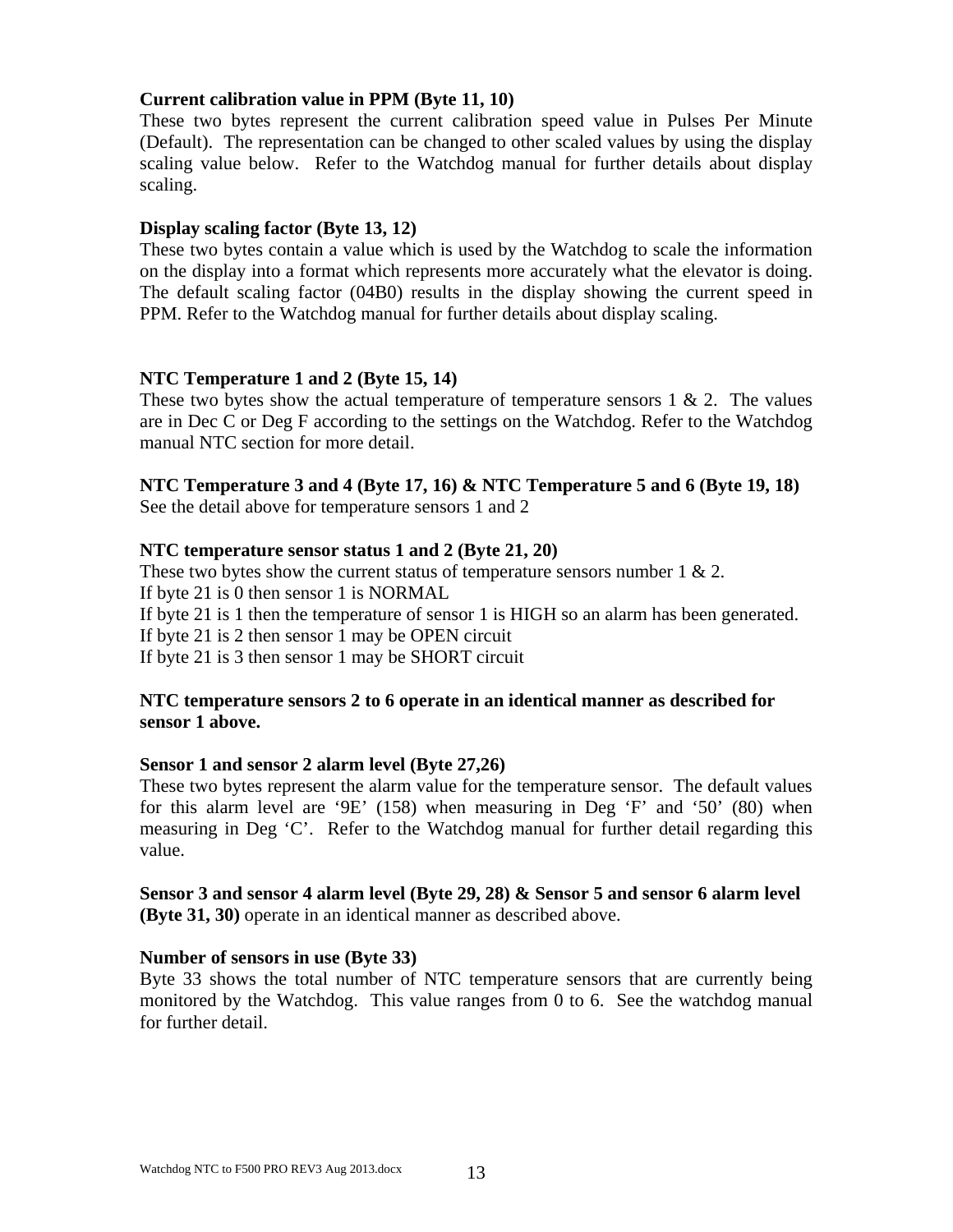**Current calibration value in PPM (Byte 11, 10)**

These two bytes represent the current calibration speed value in Pulses Per Minute (Default). The representation can be changed to other scaled values by using the display scaling value below. Refer to the Watchdog manual for further details about display scaling.

**Display scaling factor (Byte 13, 12)**

These two bytes contain a value which is used by the Watchdog to scale the information on the display into a format which represents more accurately what the elevator is doing. The default scaling factor (04B0) results in the display showing the current speed in PPM. Refer to the Watchdog manual for further details about display scaling.

**NTC Temperature 1 and 2 (Byte 15, 14)**

These two bytes show the actual temperature of temperature sensors 1 & 2. The values are in Dec C or Deg F according to the settings on the Watchdog. Refer to the Watchdog manual NTC section for more detail.

**NTC Temperature 3 and 4 (Byte 17, 16) & NTC Temperature 5 and 6 (Byte 19, 18)**

See the detail above for temperature sensors 1 and 2

**NTC temperature sensor status 1 and 2 (Byte 21, 20)**

These two bytes show the current status of temperature sensors number 1 & 2.
If byte 21 is 0 then sensor 1 is NORMAL
If byte 21 is 1 then the temperature of sensor 1 is HIGH so an alarm has been generated.
If byte 21 is 2 then sensor 1 may be OPEN circuit
If byte 21 is 3 then sensor 1 may be SHORT circuit

**NTC temperature sensors 2 to 6 operate in an identical manner as described for sensor 1 above.**

**Sensor 1 and sensor 2 alarm level (Byte 27,26)**

These two bytes represent the alarm value for the temperature sensor. The default values for this alarm level are '9E' (158) when measuring in Deg 'F' and '50' (80) when measuring in Deg 'C'. Refer to the Watchdog manual for further detail regarding this value.

**Sensor 3 and sensor 4 alarm level (Byte 29, 28) & Sensor 5 and sensor 6 alarm level (Byte 31, 30)** operate in an identical manner as described above.

**Number of sensors in use (Byte 33)**

Byte 33 shows the total number of NTC temperature sensors that are currently being monitored by the Watchdog. This value ranges from 0 to 6. See the watchdog manual for further detail.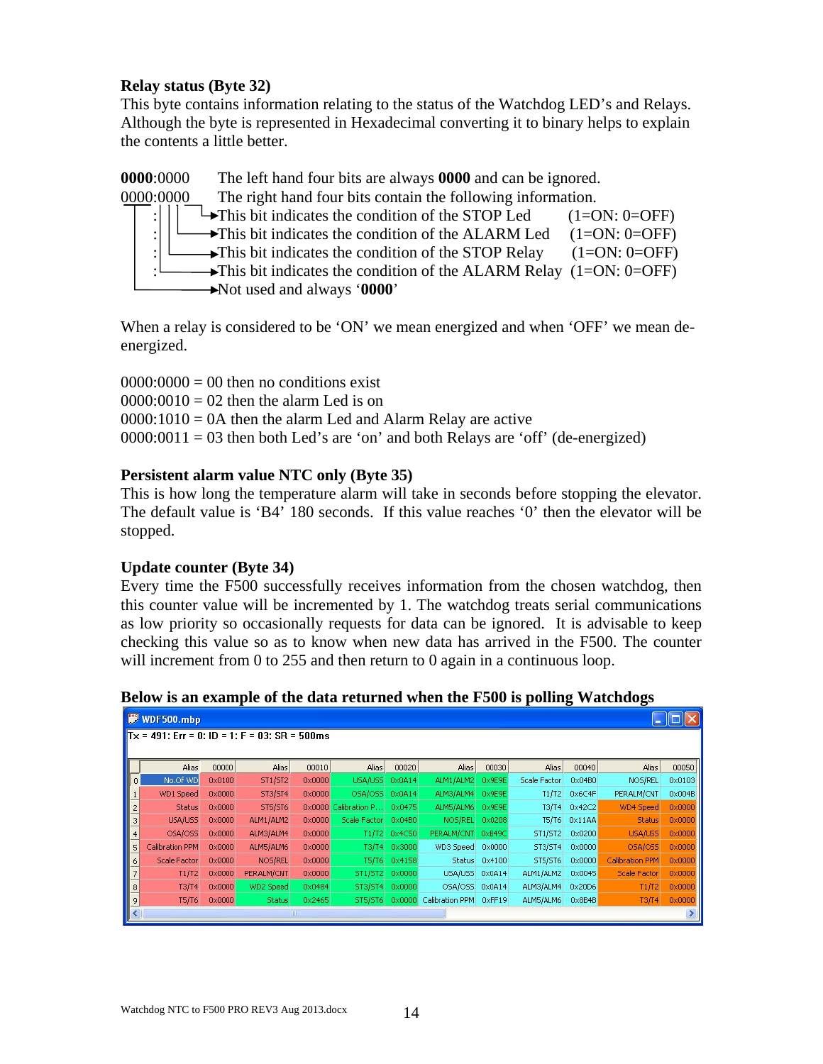**Relay status (Byte 32)**

This byte contains information relating to the status of the Watchdog LED's and Relays. Although the byte is represented in Hexadecimal converting it to binary helps to explain the contents a little better.

```
0000:0000      The left hand four bits are always 0000 and can be ignored.
0000:0000      The right hand four bits contain the following information.
 |    : | | └─►This bit indicates the condition of the STOP Led          (1=ON: 0=OFF)
 |    : | └───►This bit indicates the condition of the ALARM Led         (1=ON: 0=OFF)
 |    : └─────►This bit indicates the condition of the STOP Relay        (1=ON: 0=OFF)
 |    :└──────►This bit indicates the condition of the ALARM Relay       (1=ON: 0=OFF)
 └────────────►Not used and always '0000'
```

When a relay is considered to be 'ON' we mean energized and when 'OFF' we mean de-energized.

0000:0000 = 00 then no conditions exist
0000:0010 = 02 then the alarm Led is on
0000:1010 = 0A then the alarm Led and Alarm Relay are active
0000:0011 = 03 then both Led's are 'on' and both Relays are 'off' (de-energized)

**Persistent alarm value NTC only (Byte 35)**

This is how long the temperature alarm will take in seconds before stopping the elevator. The default value is 'B4' 180 seconds. If this value reaches '0' then the elevator will be stopped.

**Update counter (Byte 34)**

Every time the F500 successfully receives information from the chosen watchdog, then this counter value will be incremented by 1. The watchdog treats serial communications as low priority so occasionally requests for data can be ignored. It is advisable to keep checking this value so as to know when new data has arrived in the F500. The counter will increment from 0 to 255 and then return to 0 again in a continuous loop.

**Below is an example of the data returned when the F500 is polling Watchdogs**

WDF500.mbp

Tx = 491: Err = 0: ID = 1: F = 03: SR = 500ms

| | Alias | 00000 | Alias | 00010 | Alias | 00020 | Alias | 00030 | Alias | 00040 | Alias | 00050 |
|---|---|---|---|---|---|---|---|---|---|---|---|---|
| 0 | No.Of WD | 0x0100 | ST1/ST2 | 0x0000 | USA/USS | 0x0A14 | ALM1/ALM2 | 0x9E9E | Scale Factor | 0x04B0 | NOS/REL | 0x0103 |
| 1 | WD1 Speed | 0x0000 | ST3/ST4 | 0x0000 | OSA/OSS | 0x0A14 | ALM3/ALM4 | 0x9E9E | T1/T2 | 0x6C4F | PERALM/CNT | 0x004B |
| 2 | Status | 0x0000 | ST5/ST6 | 0x0000 | Calibration P... | 0x0475 | ALM5/ALM6 | 0x9E9E | T3/T4 | 0x42C2 | WD4 Speed | 0x0000 |
| 3 | USA/USS | 0x0000 | ALM1/ALM2 | 0x0000 | Scale Factor | 0x04B0 | NOS/REL | 0x0208 | T5/T6 | 0x11AA | Status | 0x0000 |
| 4 | OSA/OSS | 0x0000 | ALM3/ALM4 | 0x0000 | T1/T2 | 0x4C50 | PERALM/CNT | 0xB49C | ST1/ST2 | 0x0200 | USA/USS | 0x0000 |
| 5 | Calibration PPM | 0x0000 | ALM5/ALM6 | 0x0000 | T3/T4 | 0x3000 | WD3 Speed | 0x0000 | ST3/ST4 | 0x0000 | OSA/OSS | 0x0000 |
| 6 | Scale Factor | 0x0000 | NOS/REL | 0x0000 | T5/T6 | 0x4158 | Status | 0x4100 | ST5/ST6 | 0x0000 | Calibration PPM | 0x0000 |
| 7 | T1/T2 | 0x0000 | PERALM/CNT | 0x0000 | ST1/ST2 | 0x0000 | USA/USS | 0x0A14 | ALM1/ALM2 | 0x0045 | Scale Factor | 0x0000 |
| 8 | T3/T4 | 0x0000 | WD2 Speed | 0x0484 | ST3/ST4 | 0x0000 | OSA/OSS | 0x0A14 | ALM3/ALM4 | 0x20D6 | T1/T2 | 0x0000 |
| 9 | T5/T6 | 0x0000 | Status | 0x2465 | ST5/ST6 | 0x0000 | Calibration PPM | 0xFF19 | ALM5/ALM6 | 0x8B4B | T3/T4 | 0x0000 |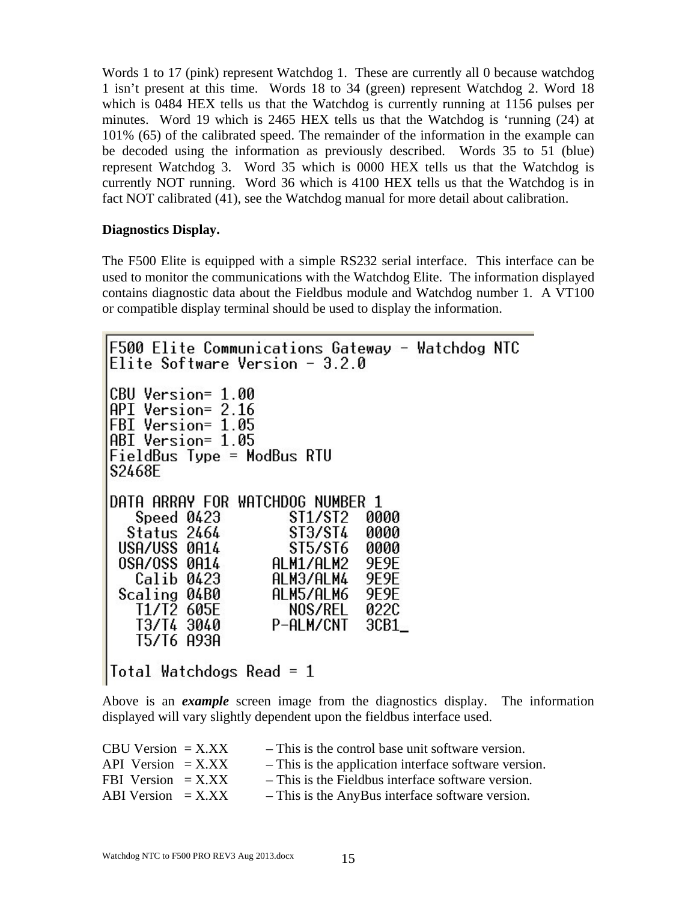Words 1 to 17 (pink) represent Watchdog 1. These are currently all 0 because watchdog 1 isn't present at this time. Words 18 to 34 (green) represent Watchdog 2. Word 18 which is 0484 HEX tells us that the Watchdog is currently running at 1156 pulses per minutes. Word 19 which is 2465 HEX tells us that the Watchdog is 'running (24) at 101% (65) of the calibrated speed. The remainder of the information in the example can be decoded using the information as previously described. Words 35 to 51 (blue) represent Watchdog 3. Word 35 which is 0000 HEX tells us that the Watchdog is currently NOT running. Word 36 which is 4100 HEX tells us that the Watchdog is in fact NOT calibrated (41), see the Watchdog manual for more detail about calibration.

**Diagnostics Display.**

The F500 Elite is equipped with a simple RS232 serial interface. This interface can be used to monitor the communications with the Watchdog Elite. The information displayed contains diagnostic data about the Fieldbus module and Watchdog number 1. A VT100 or compatible display terminal should be used to display the information.

```
F500 Elite Communications Gateway - Watchdog NTC
Elite Software Version - 3.2.0

CBU Version= 1.00
API Version= 2.16
FBI Version= 1.05
ABI Version= 1.05
FieldBus Type = ModBus RTU
S2468E

DATA ARRAY FOR WATCHDOG NUMBER 1
   Speed 0423         ST1/ST2  0000
  Status 2464         ST3/ST4  0000
 USA/USS 0A14         ST5/ST6  0000
 OSA/OSS 0A14       ALM1/ALM2  9E9E
   Calib 0423       ALM3/ALM4  9E9E
 Scaling 04B0       ALM5/ALM6  9E9E
   T1/T2 605E         NOS/REL  022C
   T3/T4 3040       P-ALM/CNT  3CB1_
   T5/T6 A93A

Total Watchdogs Read = 1
```

Above is an ***example*** screen image from the diagnostics display. The information displayed will vary slightly dependent upon the fieldbus interface used.

CBU Version = X.XX – This is the control base unit software version.
API Version = X.XX – This is the application interface software version.
FBI Version = X.XX – This is the Fieldbus interface software version.
ABI Version = X.XX – This is the AnyBus interface software version.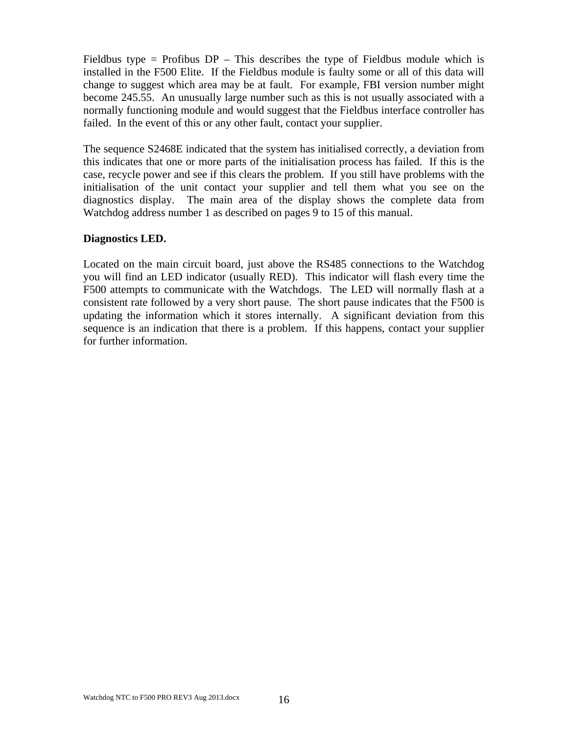Fieldbus type = Profibus DP – This describes the type of Fieldbus module which is installed in the F500 Elite. If the Fieldbus module is faulty some or all of this data will change to suggest which area may be at fault. For example, FBI version number might become 245.55. An unusually large number such as this is not usually associated with a normally functioning module and would suggest that the Fieldbus interface controller has failed. In the event of this or any other fault, contact your supplier.

The sequence S2468E indicated that the system has initialised correctly, a deviation from this indicates that one or more parts of the initialisation process has failed. If this is the case, recycle power and see if this clears the problem. If you still have problems with the initialisation of the unit contact your supplier and tell them what you see on the diagnostics display. The main area of the display shows the complete data from Watchdog address number 1 as described on pages 9 to 15 of this manual.

**Diagnostics LED.**

Located on the main circuit board, just above the RS485 connections to the Watchdog you will find an LED indicator (usually RED). This indicator will flash every time the F500 attempts to communicate with the Watchdogs. The LED will normally flash at a consistent rate followed by a very short pause. The short pause indicates that the F500 is updating the information which it stores internally. A significant deviation from this sequence is an indication that there is a problem. If this happens, contact your supplier for further information.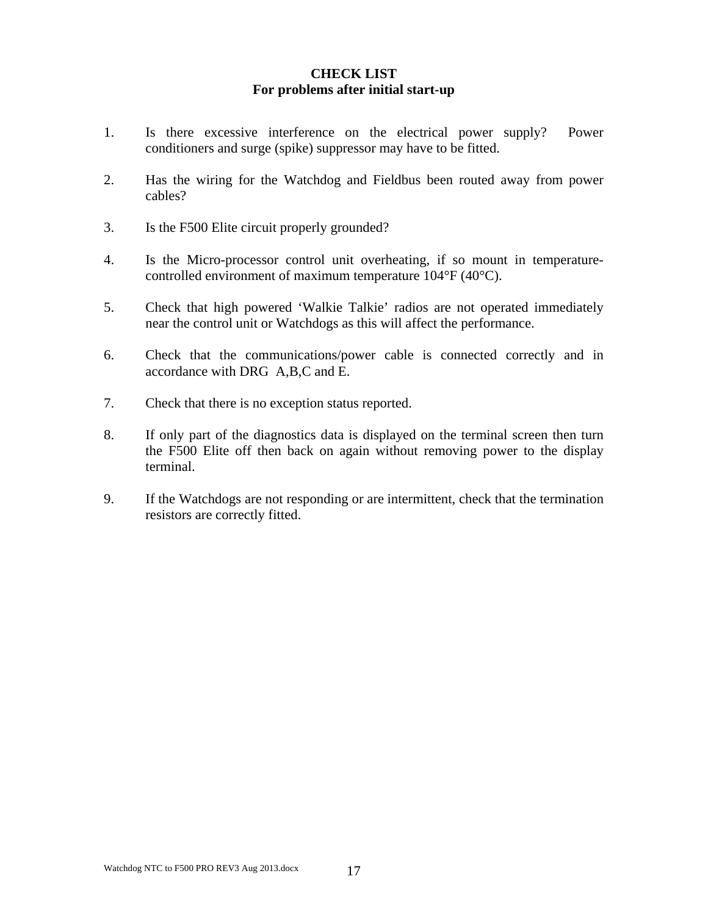**CHECK LIST**
**For problems after initial start-up**

1. Is there excessive interference on the electrical power supply? Power conditioners and surge (spike) suppressor may have to be fitted.

2. Has the wiring for the Watchdog and Fieldbus been routed away from power cables?

3. Is the F500 Elite circuit properly grounded?

4. Is the Micro-processor control unit overheating, if so mount in temperature-controlled environment of maximum temperature 104°F (40°C).

5. Check that high powered 'Walkie Talkie' radios are not operated immediately near the control unit or Watchdogs as this will affect the performance.

6. Check that the communications/power cable is connected correctly and in accordance with DRG A,B,C and E.

7. Check that there is no exception status reported.

8. If only part of the diagnostics data is displayed on the terminal screen then turn the F500 Elite off then back on again without removing power to the display terminal.

9. If the Watchdogs are not responding or are intermittent, check that the termination resistors are correctly fitted.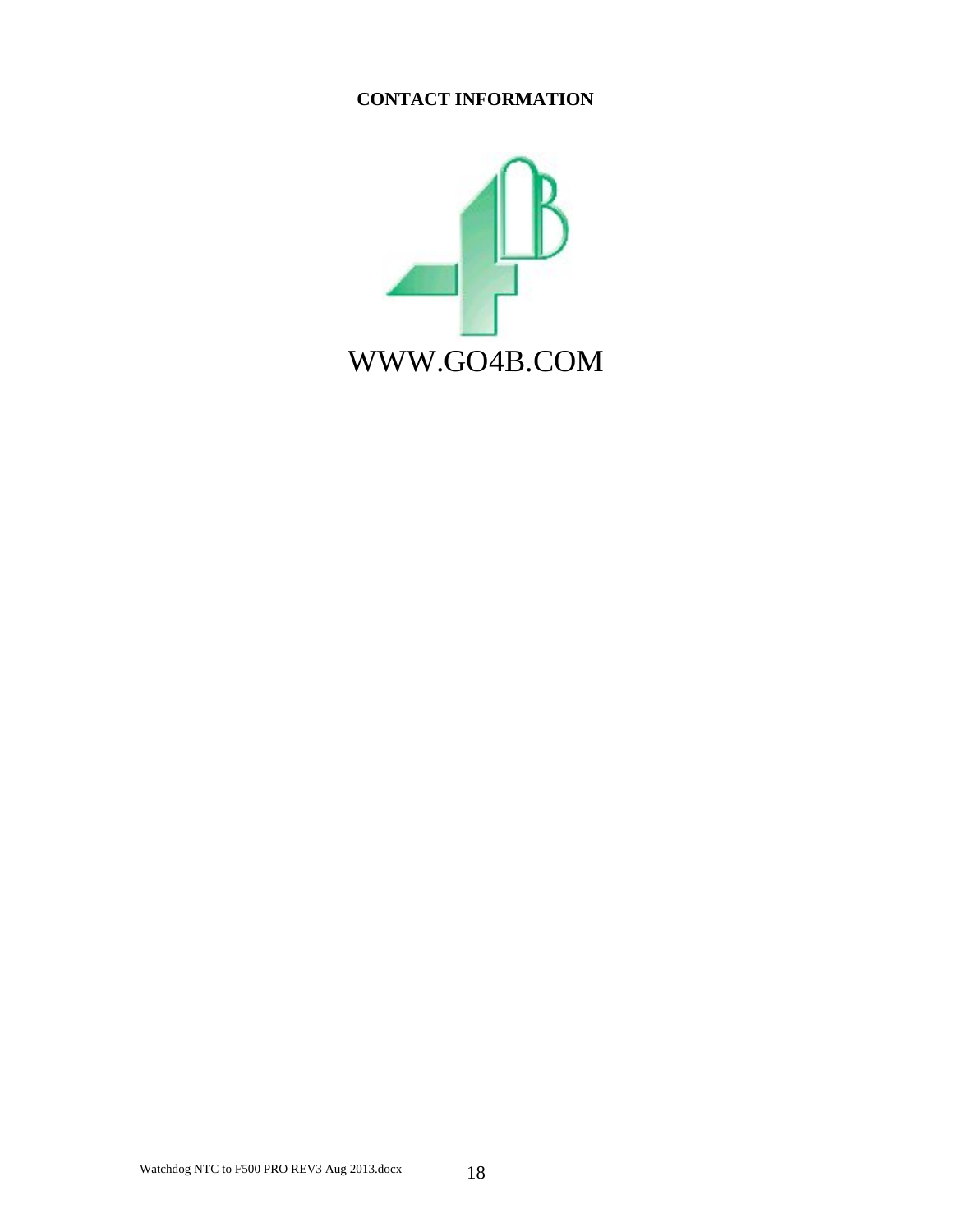**CONTACT INFORMATION**

WWW.GO4B.COM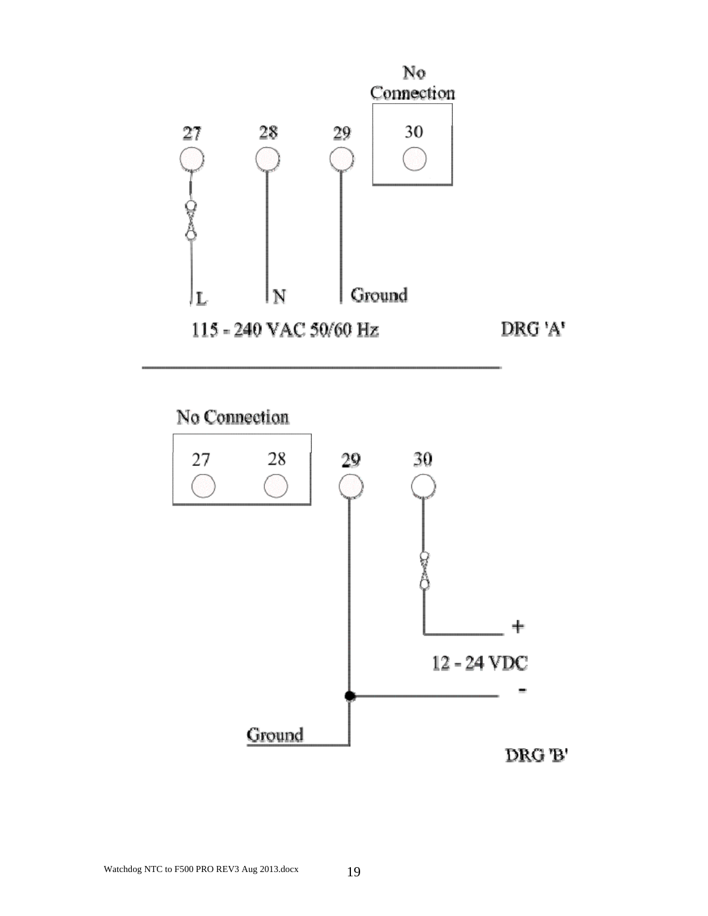No Connection

27 28 29 30

L N Ground

115 - 240 VAC 50/60 Hz

DRG 'A'

---

No Connection

27 28 29 30

+

12 - 24 VDC

-

Ground

DRG 'B'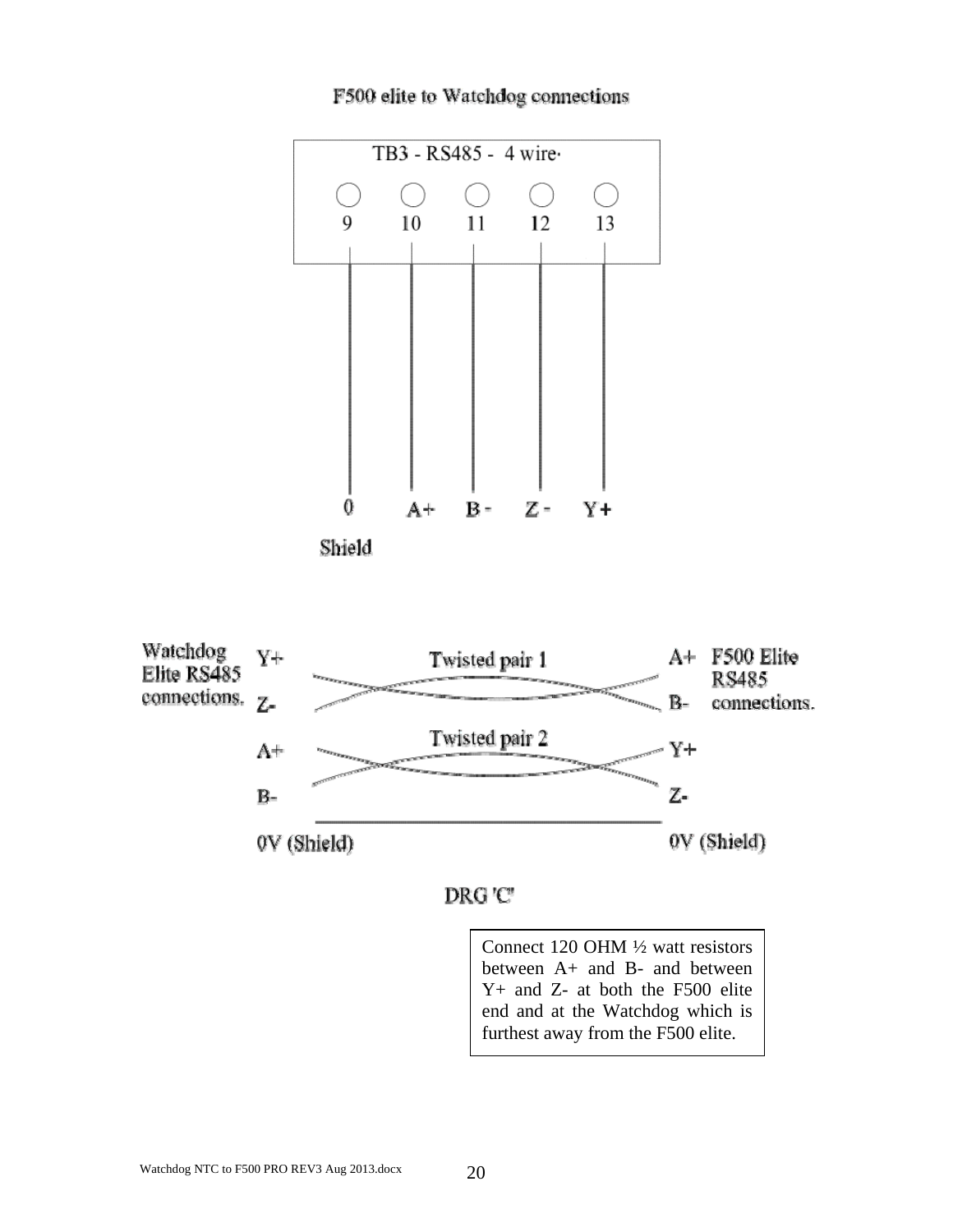## F500 elite to Watchdog connections

TB3 - RS485 - 4 wire

| 9 | 10 | 11 | 12 | 13 |
|---|---|---|---|---|
| 0 Shield | A+ | B - | Z - | Y + |

Watchdog Elite RS485 connections.

| Watchdog Elite RS485 connections | | F500 Elite RS485 connections |
|---|---|---|
| Y+ | Twisted pair 1 | A+ |
| Z- | | B- |
| A+ | Twisted pair 2 | Y+ |
| B- | | Z- |
| 0V (Shield) | | 0V (Shield) |

DRG 'C'

Connect 120 OHM ½ watt resistors between A+ and B- and between Y+ and Z- at both the F500 elite end and at the Watchdog which is furthest away from the F500 elite.

Watchdog NTC to F500 PRO REV3 Aug 2013.docx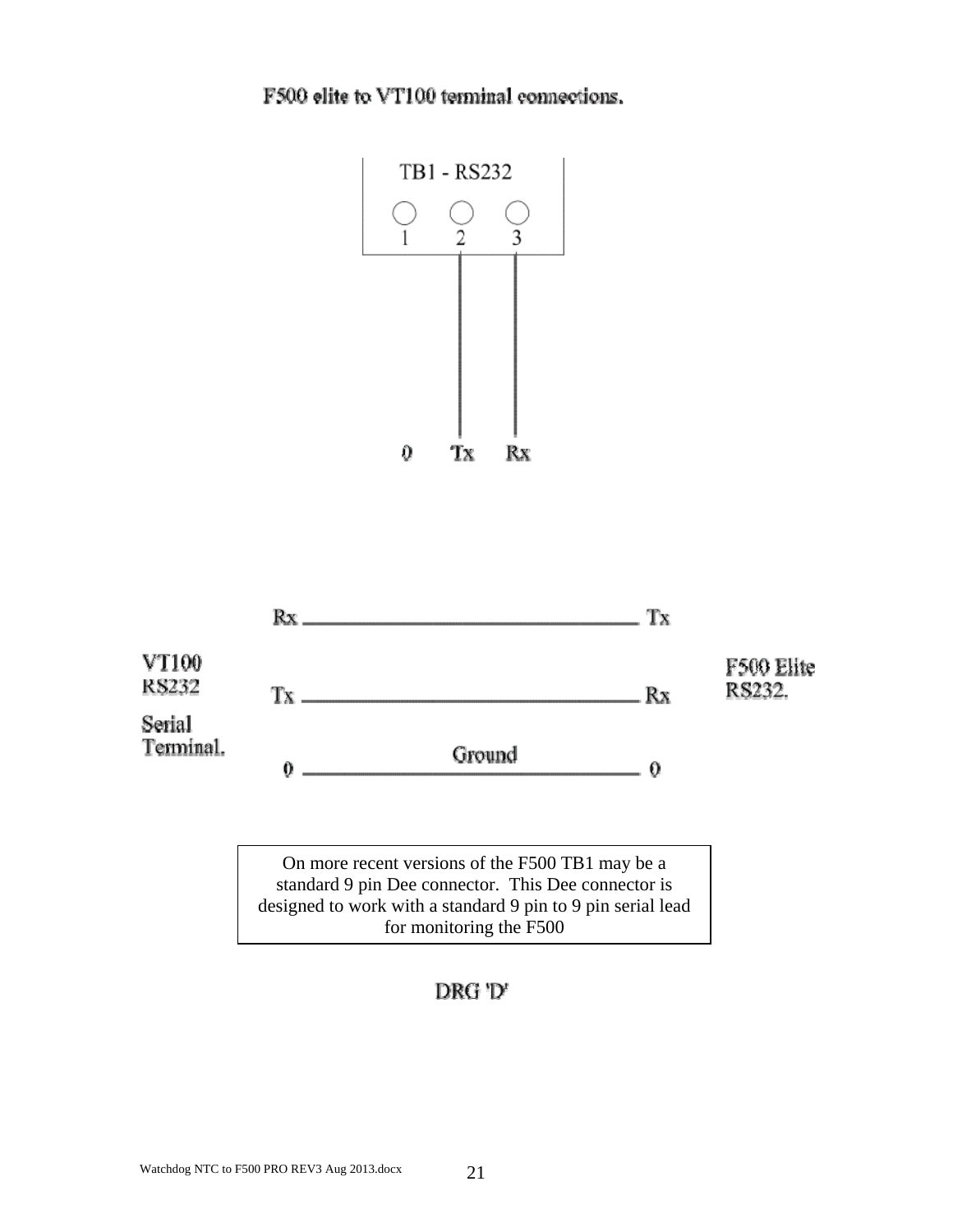# F500 elite to VT100 terminal connections.

TB1 - RS232

| 1 | 2 | 3 |
|---|---|---|
| 0 | Tx | Rx |

| VT100 RS232 Serial Terminal. | | F500 Elite RS232. |
|---|---|---|
| Rx | | Tx |
| Tx | | Rx |
| 0 | Ground | 0 |

On more recent versions of the F500 TB1 may be a standard 9 pin Dee connector. This Dee connector is designed to work with a standard 9 pin to 9 pin serial lead for monitoring the F500

DRG 'D'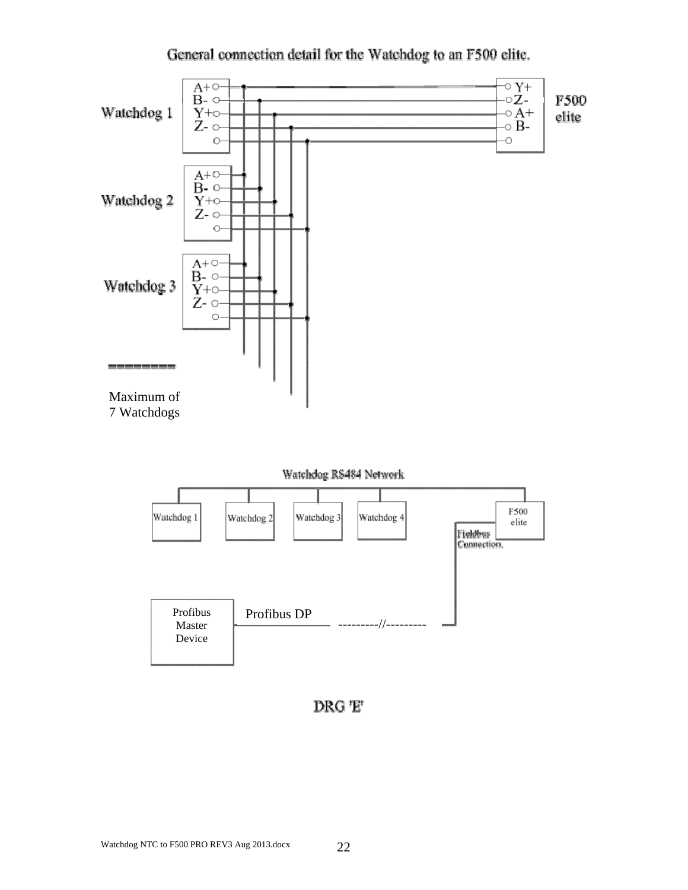General connection detail for the Watchdog to an F500 elite.

Watchdog 1

A+
B-
Y+
Z-

F500 elite

Y+
Z-
A+
B-

Watchdog 2

A+
B-
Y+
Z-

Watchdog 3

A+
B-
Y+
Z-

Maximum of
7 Watchdogs

Watchdog RS484 Network

Watchdog 1

Watchdog 2

Watchdog 3

Watchdog 4

F500 elite

Fieldbus Connection.

Profibus Master Device

Profibus DP

---------//---------

DRG 'E'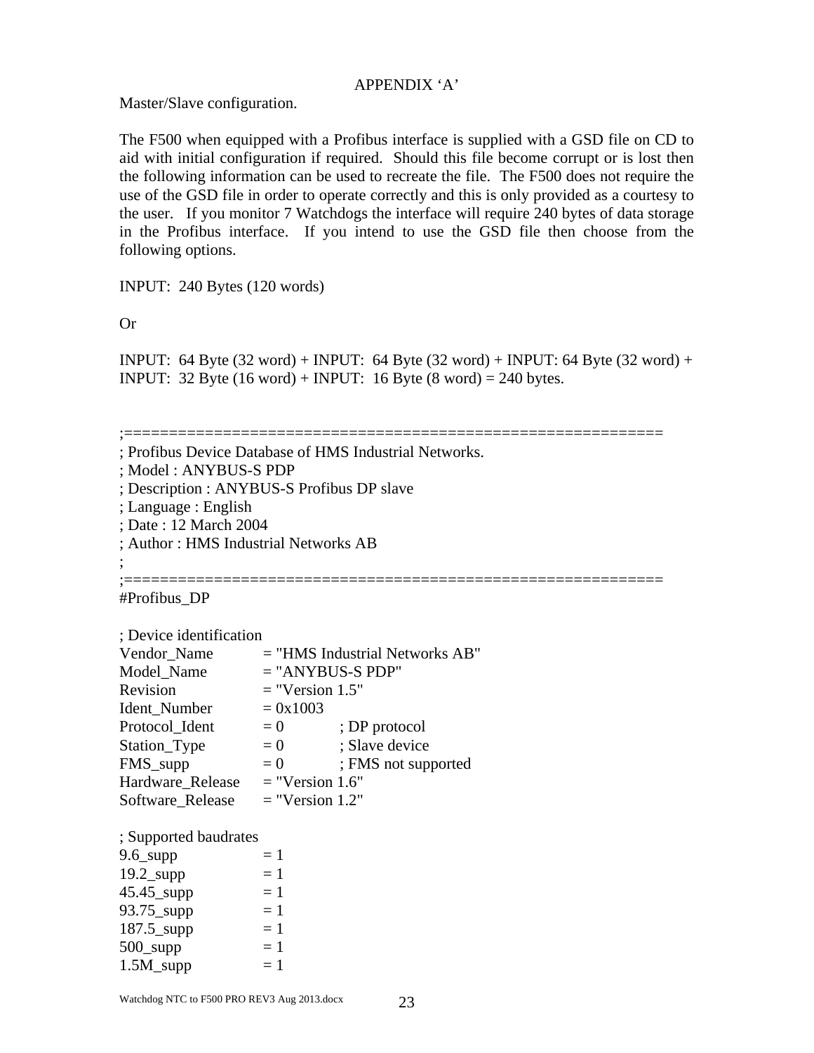APPENDIX ‘A’

Master/Slave configuration.

The F500 when equipped with a Profibus interface is supplied with a GSD file on CD to aid with initial configuration if required. Should this file become corrupt or is lost then the following information can be used to recreate the file. The F500 does not require the use of the GSD file in order to operate correctly and this is only provided as a courtesy to the user. If you monitor 7 Watchdogs the interface will require 240 bytes of data storage in the Profibus interface. If you intend to use the GSD file then choose from the following options.

INPUT: 240 Bytes (120 words)

Or

INPUT: 64 Byte (32 word) + INPUT: 64 Byte (32 word) + INPUT: 64 Byte (32 word) + INPUT: 32 Byte (16 word) + INPUT: 16 Byte (8 word) = 240 bytes.

```
;============================================================
; Profibus Device Database of HMS Industrial Networks.
; Model : ANYBUS-S PDP
; Description : ANYBUS-S Profibus DP slave
; Language : English
; Date : 12 March 2004
; Author : HMS Industrial Networks AB
;
;============================================================
#Profibus_DP

; Device identification
Vendor_Name         = "HMS Industrial Networks AB"
Model_Name          = "ANYBUS-S PDP"
Revision            = "Version 1.5"
Ident_Number        = 0x1003
Protocol_Ident      = 0         ; DP protocol
Station_Type        = 0         ; Slave device
FMS_supp            = 0         ; FMS not supported
Hardware_Release    = "Version 1.6"
Software_Release    = "Version 1.2"

; Supported baudrates
9.6_supp            = 1
19.2_supp           = 1
45.45_supp          = 1
93.75_supp          = 1
187.5_supp          = 1
500_supp            = 1
1.5M_supp           = 1
```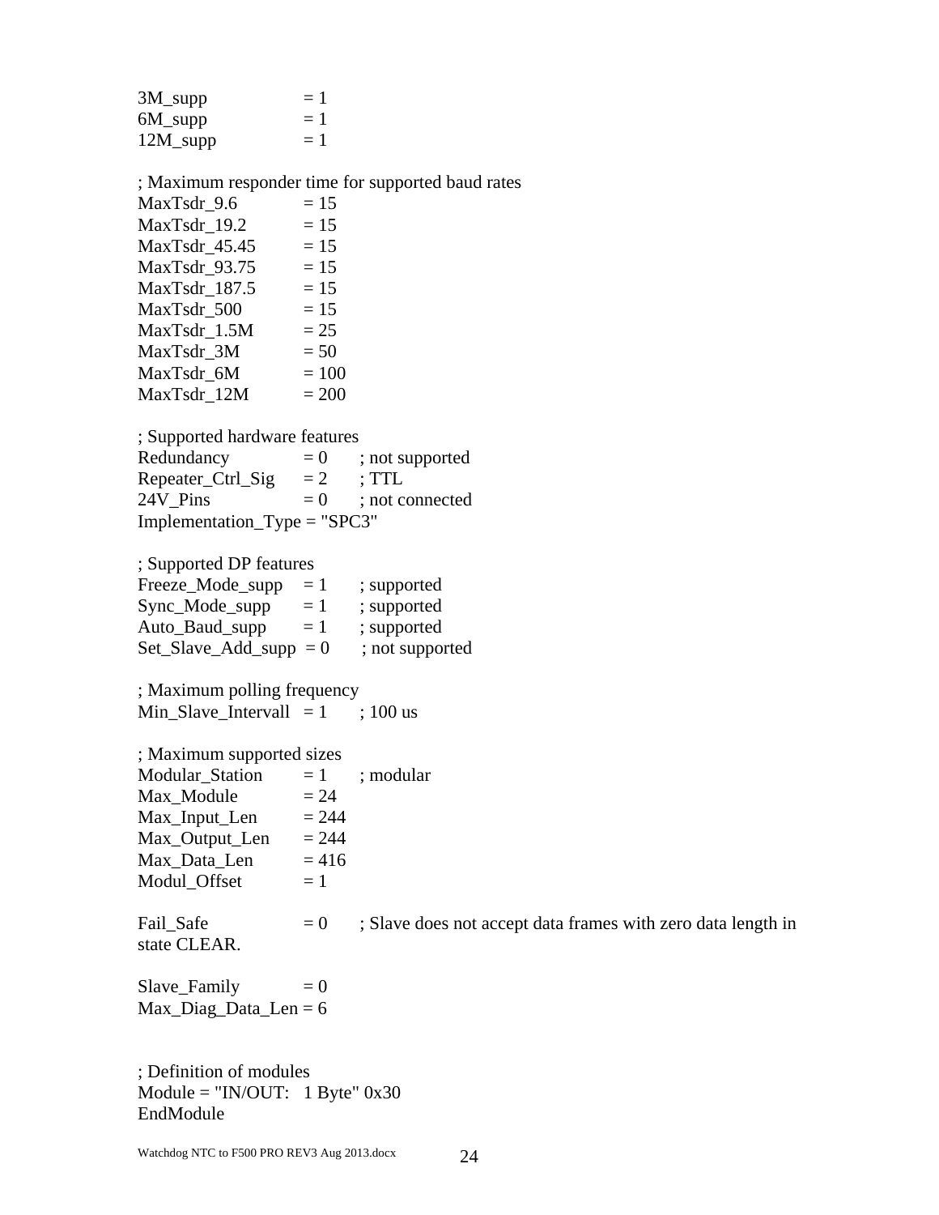```
3M_supp              = 1
6M_supp              = 1
12M_supp             = 1

; Maximum responder time for supported baud rates
MaxTsdr_9.6          = 15
MaxTsdr_19.2         = 15
MaxTsdr_45.45        = 15
MaxTsdr_93.75        = 15
MaxTsdr_187.5        = 15
MaxTsdr_500          = 15
MaxTsdr_1.5M         = 25
MaxTsdr_3M           = 50
MaxTsdr_6M           = 100
MaxTsdr_12M          = 200

; Supported hardware features
Redundancy           = 0      ; not supported
Repeater_Ctrl_Sig    = 2      ; TTL
24V_Pins             = 0      ; not connected
Implementation_Type = "SPC3"

; Supported DP features
Freeze_Mode_supp     = 1      ; supported
Sync_Mode_supp       = 1      ; supported
Auto_Baud_supp       = 1      ; supported
Set_Slave_Add_supp  = 0       ; not supported

; Maximum polling frequency
Min_Slave_Intervall  = 1      ; 100 us

; Maximum supported sizes
Modular_Station      = 1      ; modular
Max_Module           = 24
Max_Input_Len        = 244
Max_Output_Len       = 244
Max_Data_Len         = 416
Modul_Offset         = 1

Fail_Safe            = 0      ; Slave does not accept data frames with zero data length in state CLEAR.

Slave_Family         = 0
Max_Diag_Data_Len = 6


; Definition of modules
Module = "IN/OUT:   1 Byte" 0x30
EndModule
```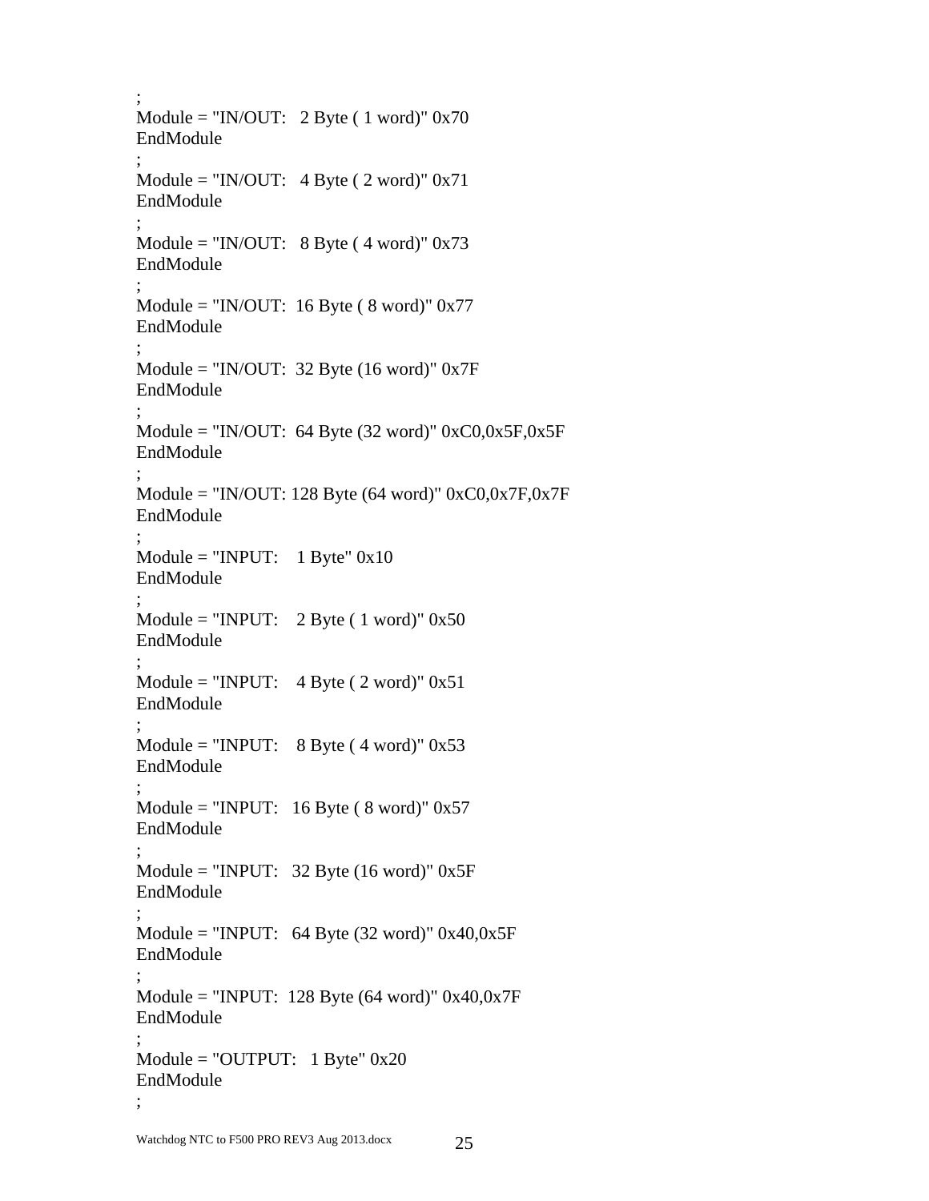```
;
Module = "IN/OUT:   2 Byte ( 1 word)" 0x70
EndModule
;
Module = "IN/OUT:   4 Byte ( 2 word)" 0x71
EndModule
;
Module = "IN/OUT:   8 Byte ( 4 word)" 0x73
EndModule
;
Module = "IN/OUT:  16 Byte ( 8 word)" 0x77
EndModule
;
Module = "IN/OUT:  32 Byte (16 word)" 0x7F
EndModule
;
Module = "IN/OUT:  64 Byte (32 word)" 0xC0,0x5F,0x5F
EndModule
;
Module = "IN/OUT: 128 Byte (64 word)" 0xC0,0x7F,0x7F
EndModule
;
Module = "INPUT:    1 Byte" 0x10
EndModule
;
Module = "INPUT:    2 Byte ( 1 word)" 0x50
EndModule
;
Module = "INPUT:    4 Byte ( 2 word)" 0x51
EndModule
;
Module = "INPUT:    8 Byte ( 4 word)" 0x53
EndModule
;
Module = "INPUT:   16 Byte ( 8 word)" 0x57
EndModule
;
Module = "INPUT:   32 Byte (16 word)" 0x5F
EndModule
;
Module = "INPUT:   64 Byte (32 word)" 0x40,0x5F
EndModule
;
Module = "INPUT:  128 Byte (64 word)" 0x40,0x7F
EndModule
;
Module = "OUTPUT:   1 Byte" 0x20
EndModule
;
```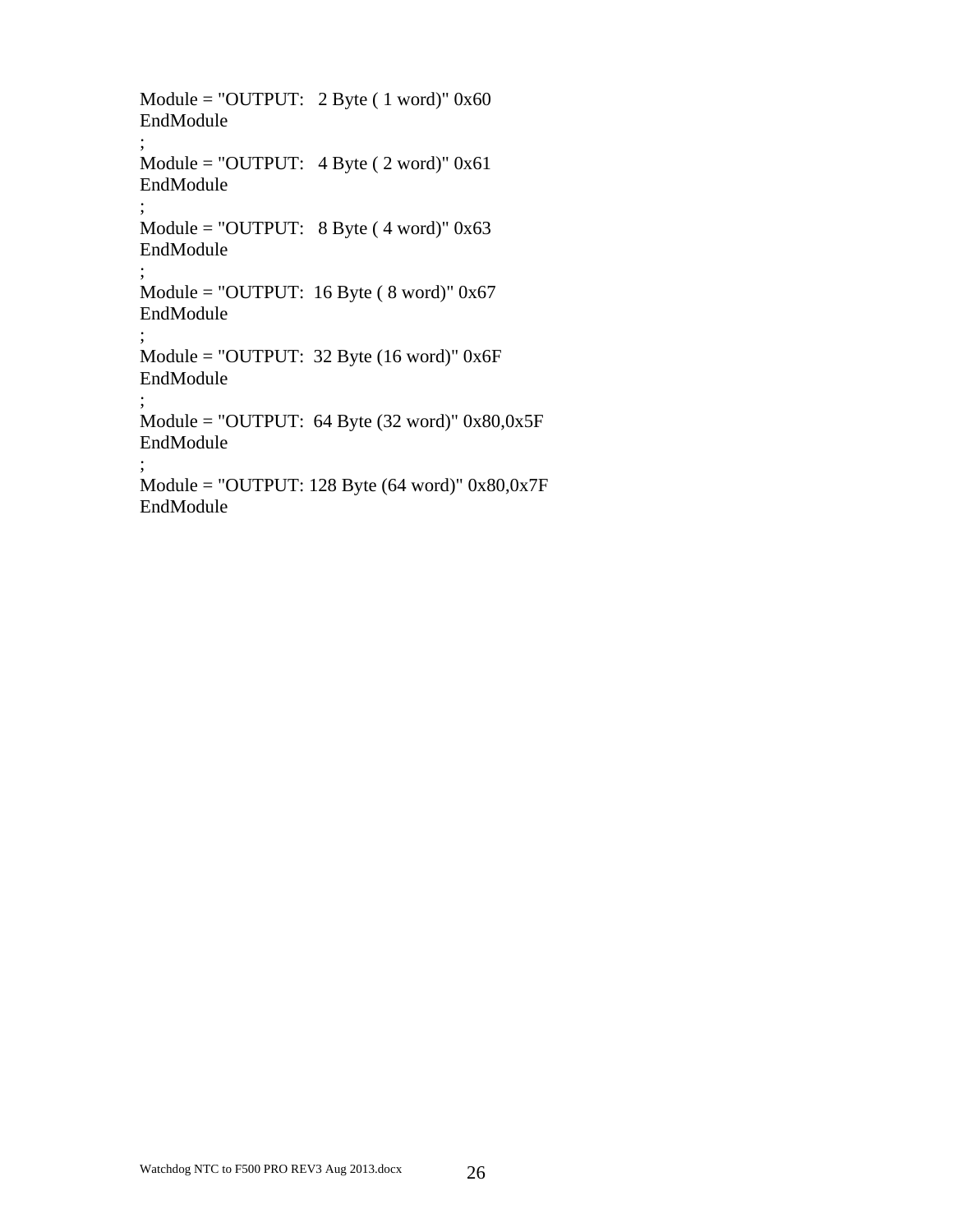```
Module = "OUTPUT:   2 Byte ( 1 word)" 0x60
EndModule
;
Module = "OUTPUT:   4 Byte ( 2 word)" 0x61
EndModule
;
Module = "OUTPUT:   8 Byte ( 4 word)" 0x63
EndModule
;
Module = "OUTPUT:  16 Byte ( 8 word)" 0x67
EndModule
;
Module = "OUTPUT:  32 Byte (16 word)" 0x6F
EndModule
;
Module = "OUTPUT:  64 Byte (32 word)" 0x80,0x5F
EndModule
;
Module = "OUTPUT: 128 Byte (64 word)" 0x80,0x7F
EndModule
```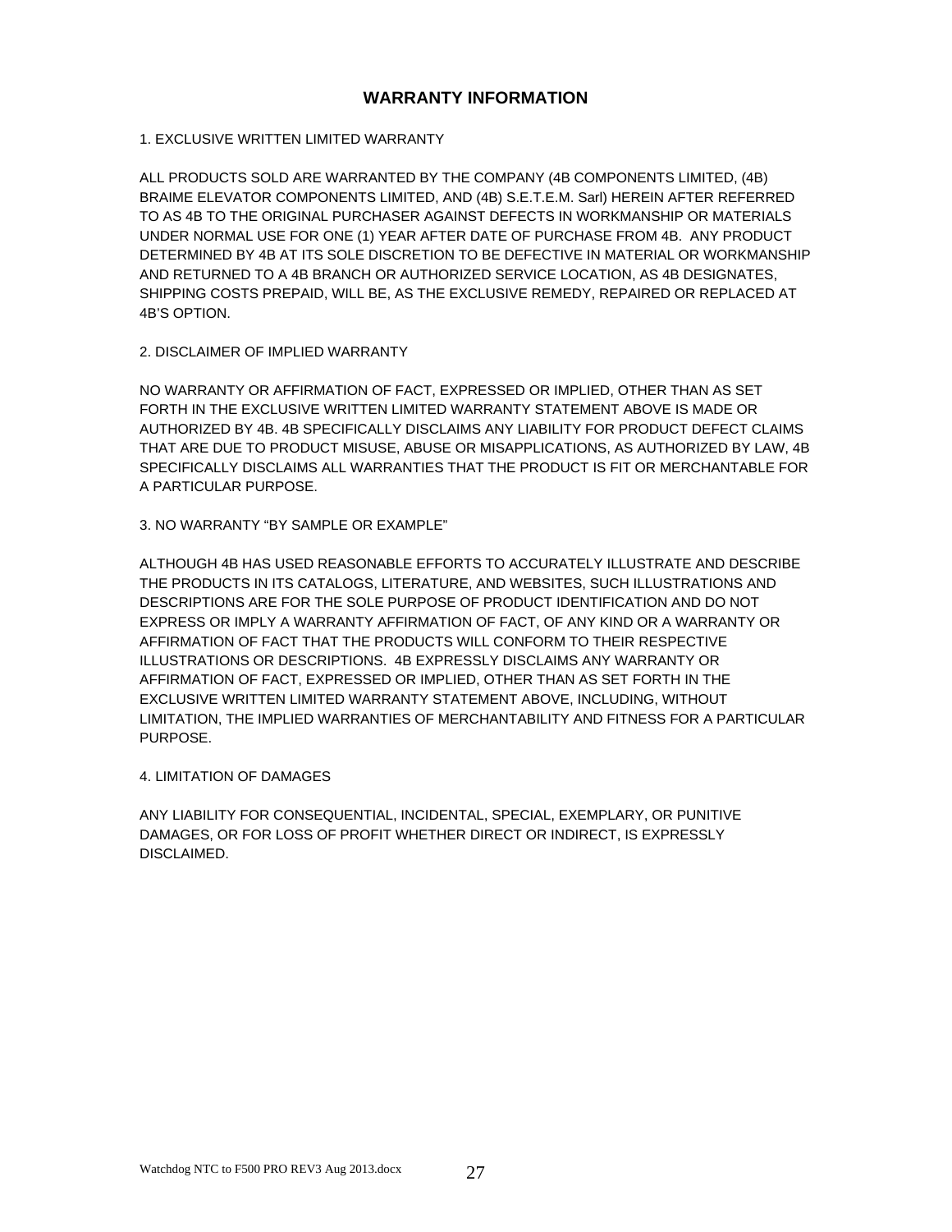# WARRANTY INFORMATION

1. EXCLUSIVE WRITTEN LIMITED WARRANTY

ALL PRODUCTS SOLD ARE WARRANTED BY THE COMPANY (4B COMPONENTS LIMITED, (4B) BRAIME ELEVATOR COMPONENTS LIMITED, AND (4B) S.E.T.E.M. Sarl) HEREIN AFTER REFERRED TO AS 4B TO THE ORIGINAL PURCHASER AGAINST DEFECTS IN WORKMANSHIP OR MATERIALS UNDER NORMAL USE FOR ONE (1) YEAR AFTER DATE OF PURCHASE FROM 4B. ANY PRODUCT DETERMINED BY 4B AT ITS SOLE DISCRETION TO BE DEFECTIVE IN MATERIAL OR WORKMANSHIP AND RETURNED TO A 4B BRANCH OR AUTHORIZED SERVICE LOCATION, AS 4B DESIGNATES, SHIPPING COSTS PREPAID, WILL BE, AS THE EXCLUSIVE REMEDY, REPAIRED OR REPLACED AT 4B'S OPTION.

2. DISCLAIMER OF IMPLIED WARRANTY

NO WARRANTY OR AFFIRMATION OF FACT, EXPRESSED OR IMPLIED, OTHER THAN AS SET FORTH IN THE EXCLUSIVE WRITTEN LIMITED WARRANTY STATEMENT ABOVE IS MADE OR AUTHORIZED BY 4B. 4B SPECIFICALLY DISCLAIMS ANY LIABILITY FOR PRODUCT DEFECT CLAIMS THAT ARE DUE TO PRODUCT MISUSE, ABUSE OR MISAPPLICATIONS, AS AUTHORIZED BY LAW, 4B SPECIFICALLY DISCLAIMS ALL WARRANTIES THAT THE PRODUCT IS FIT OR MERCHANTABLE FOR A PARTICULAR PURPOSE.

3. NO WARRANTY "BY SAMPLE OR EXAMPLE"

ALTHOUGH 4B HAS USED REASONABLE EFFORTS TO ACCURATELY ILLUSTRATE AND DESCRIBE THE PRODUCTS IN ITS CATALOGS, LITERATURE, AND WEBSITES, SUCH ILLUSTRATIONS AND DESCRIPTIONS ARE FOR THE SOLE PURPOSE OF PRODUCT IDENTIFICATION AND DO NOT EXPRESS OR IMPLY A WARRANTY AFFIRMATION OF FACT, OF ANY KIND OR A WARRANTY OR AFFIRMATION OF FACT THAT THE PRODUCTS WILL CONFORM TO THEIR RESPECTIVE ILLUSTRATIONS OR DESCRIPTIONS. 4B EXPRESSLY DISCLAIMS ANY WARRANTY OR AFFIRMATION OF FACT, EXPRESSED OR IMPLIED, OTHER THAN AS SET FORTH IN THE EXCLUSIVE WRITTEN LIMITED WARRANTY STATEMENT ABOVE, INCLUDING, WITHOUT LIMITATION, THE IMPLIED WARRANTIES OF MERCHANTABILITY AND FITNESS FOR A PARTICULAR PURPOSE.

4. LIMITATION OF DAMAGES

ANY LIABILITY FOR CONSEQUENTIAL, INCIDENTAL, SPECIAL, EXEMPLARY, OR PUNITIVE DAMAGES, OR FOR LOSS OF PROFIT WHETHER DIRECT OR INDIRECT, IS EXPRESSLY DISCLAIMED.